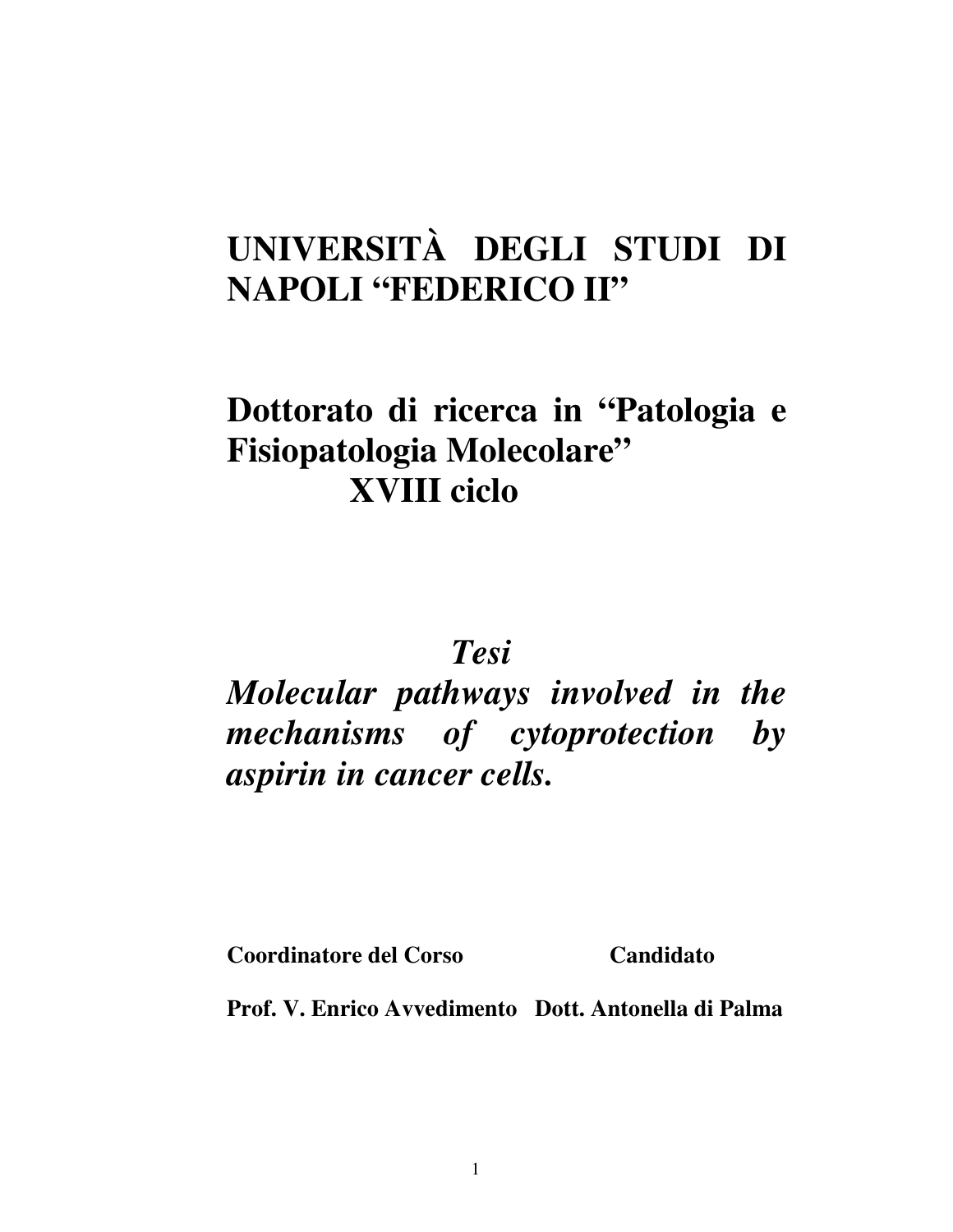# UNIVERSITÀ DEGLI STUDI DI NAPOLI "FEDERICO II"

## Dottorato di ricerca in "Patologia e Fisiopatologia Molecolare" XVIII ciclo

***Tesi***

***Molecular pathways involved in the mechanisms of cytoprotection by aspirin in cancer cells.***

**Coordinatore del Corso** **Candidato**

**Prof. V. Enrico Avvedimento** **Dott. Antonella di Palma**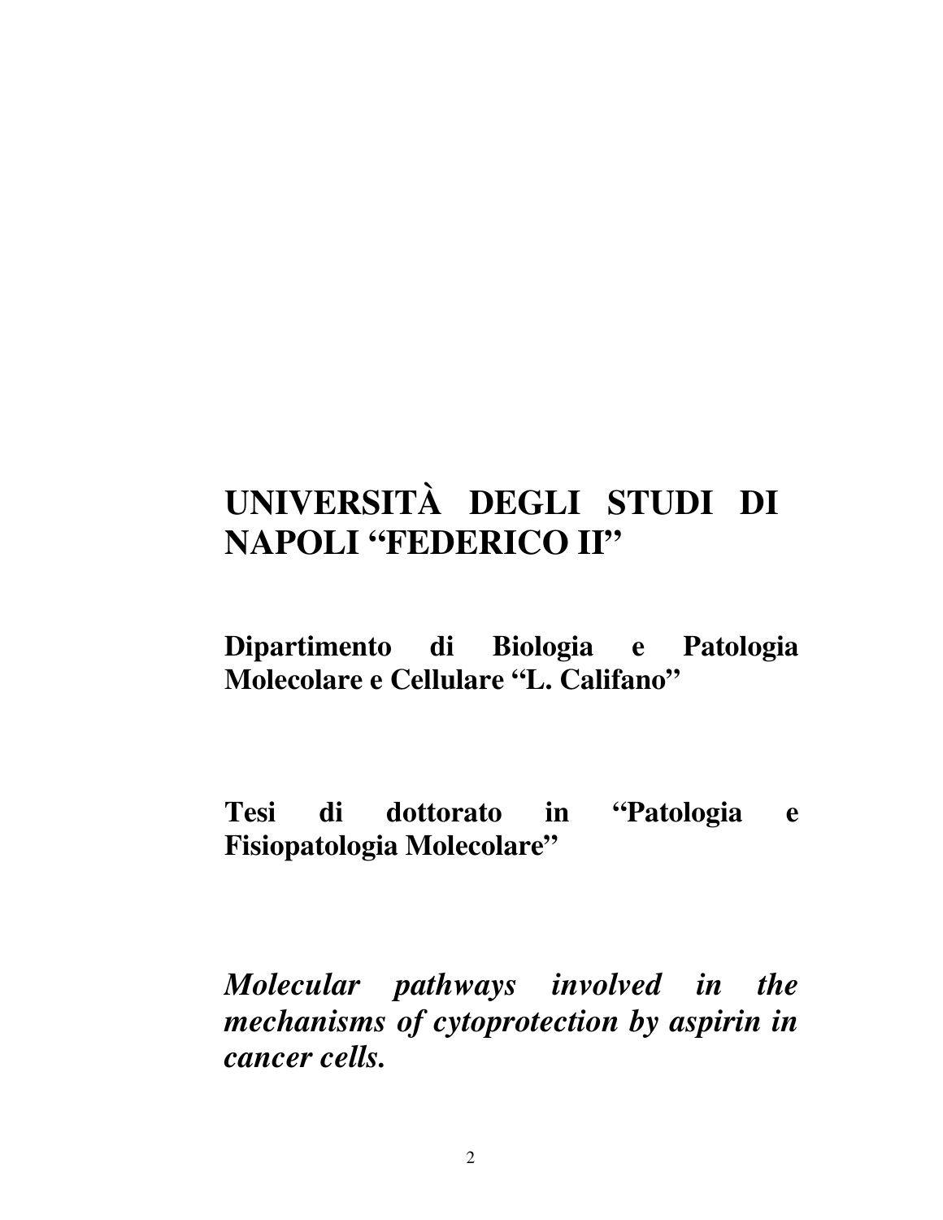# UNIVERSITÀ DEGLI STUDI DI NAPOLI "FEDERICO II"

**Dipartimento di Biologia e Patologia Molecolare e Cellulare "L. Califano"**

**Tesi di dottorato in "Patologia e Fisiopatologia Molecolare"**

***Molecular pathways involved in the mechanisms of cytoprotection by aspirin in cancer cells.***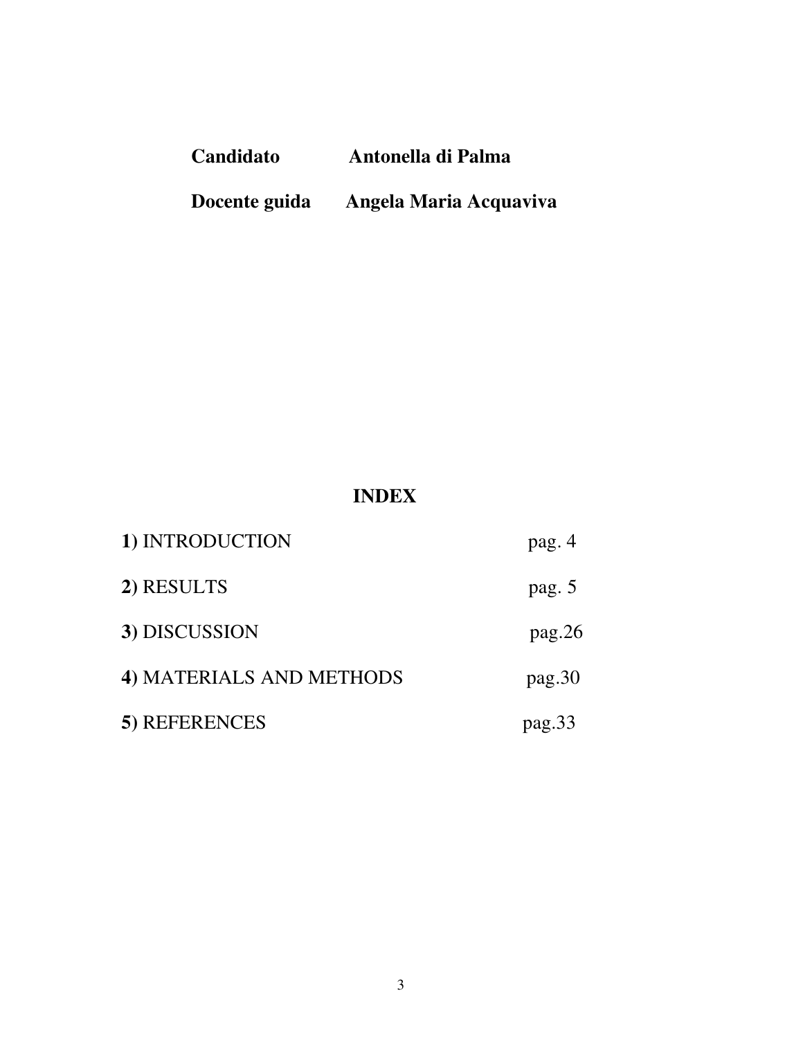**Candidato** **Antonella di Palma**

**Docente guida** **Angela Maria Acquaviva**

## INDEX

| | |
|---|---|
| **1**) INTRODUCTION | pag. 4 |
| **2**) RESULTS | pag. 5 |
| **3**) DISCUSSION | pag.26 |
| **4**) MATERIALS AND METHODS | pag.30 |
| **5**) REFERENCES | pag.33 |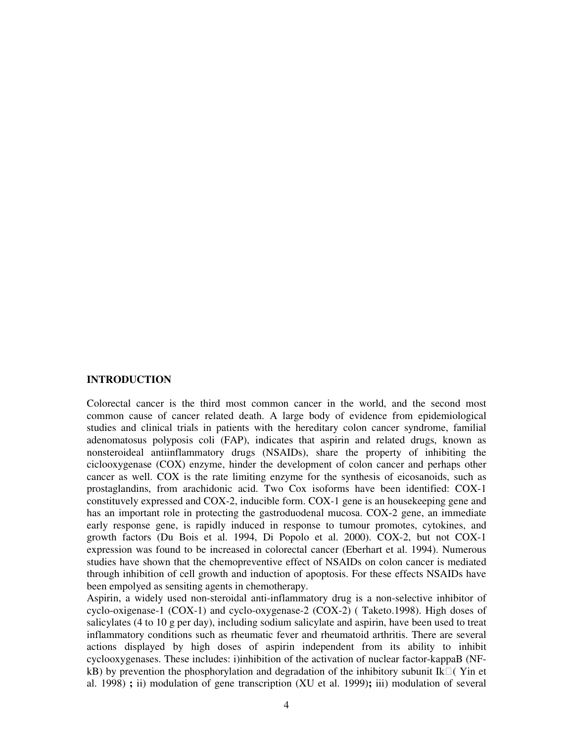## INTRODUCTION

Colorectal cancer is the third most common cancer in the world, and the second most common cause of cancer related death. A large body of evidence from epidemiological studies and clinical trials in patients with the hereditary colon cancer syndrome, familial adenomatosus polyposis coli (FAP), indicates that aspirin and related drugs, known as nonsteroideal antiinflammatory drugs (NSAIDs), share the property of inhibiting the ciclooxygenase (COX) enzyme, hinder the development of colon cancer and perhaps other cancer as well. COX is the rate limiting enzyme for the synthesis of eicosanoids, such as prostaglandins, from arachidonic acid. Two Cox isoforms have been identified: COX-1 constituvely expressed and COX-2, inducible form. COX-1 gene is an housekeeping gene and has an important role in protecting the gastroduodenal mucosa. COX-2 gene, an immediate early response gene, is rapidly induced in response to tumour promotes, cytokines, and growth factors (Du Bois et al. 1994, Di Popolo et al. 2000). COX-2, but not COX-1 expression was found to be increased in colorectal cancer (Eberhart et al. 1994). Numerous studies have shown that the chemopreventive effect of NSAIDs on colon cancer is mediated through inhibition of cell growth and induction of apoptosis. For these effects NSAIDs have been empolyed as sensiting agents in chemotherapy.

Aspirin, a widely used non-steroidal anti-inflammatory drug is a non-selective inhibitor of cyclo-oxigenase-1 (COX-1) and cyclo-oxygenase-2 (COX-2) ( Taketo.1998). High doses of salicylates (4 to 10 g per day), including sodium salicylate and aspirin, have been used to treat inflammatory conditions such as rheumatic fever and rheumatoid arthritis. There are several actions displayed by high doses of aspirin independent from its ability to inhibit cyclooxygenases. These includes: i)inhibition of the activation of nuclear factor-kappaB (NF-kB) by prevention the phosphorylation and degradation of the inhibitory subunit Ik( Yin et al. 1998) **;** ii) modulation of gene transcription (XU et al. 1999)**;** iii) modulation of several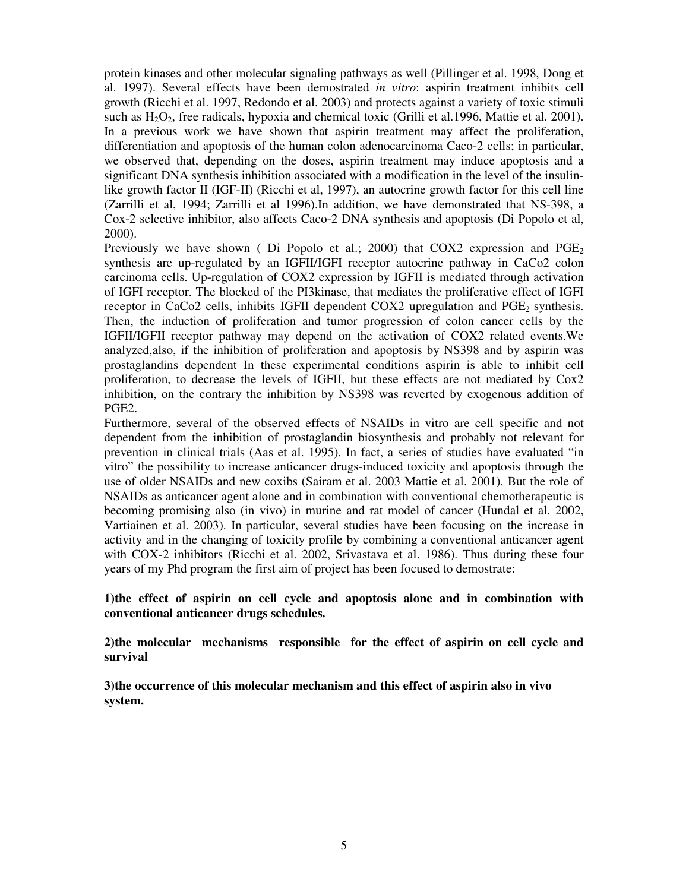protein kinases and other molecular signaling pathways as well (Pillinger et al. 1998, Dong et al. 1997). Several effects have been demostrated *in vitro*: aspirin treatment inhibits cell growth (Ricchi et al. 1997, Redondo et al. 2003) and protects against a variety of toxic stimuli such as $H_2O_2$, free radicals, hypoxia and chemical toxic (Grilli et al.1996, Mattie et al. 2001). In a previous work we have shown that aspirin treatment may affect the proliferation, differentiation and apoptosis of the human colon adenocarcinoma Caco-2 cells; in particular, we observed that, depending on the doses, aspirin treatment may induce apoptosis and a significant DNA synthesis inhibition associated with a modification in the level of the insulin-like growth factor II (IGF-II) (Ricchi et al, 1997), an autocrine growth factor for this cell line (Zarrilli et al, 1994; Zarrilli et al 1996).In addition, we have demonstrated that NS-398, a Cox-2 selective inhibitor, also affects Caco-2 DNA synthesis and apoptosis (Di Popolo et al, 2000).

Previously we have shown ( Di Popolo et al.; 2000) that COX2 expression and $PGE_2$ synthesis are up-regulated by an IGFII/IGFI receptor autocrine pathway in CaCo2 colon carcinoma cells. Up-regulation of COX2 expression by IGFII is mediated through activation of IGFI receptor. The blocked of the PI3kinase, that mediates the proliferative effect of IGFI receptor in CaCo2 cells, inhibits IGFII dependent COX2 upregulation and $PGE_2$ synthesis. Then, the induction of proliferation and tumor progression of colon cancer cells by the IGFII/IGFII receptor pathway may depend on the activation of COX2 related events.We analyzed,also, if the inhibition of proliferation and apoptosis by NS398 and by aspirin was prostaglandins dependent In these experimental conditions aspirin is able to inhibit cell proliferation, to decrease the levels of IGFII, but these effects are not mediated by Cox2 inhibition, on the contrary the inhibition by NS398 was reverted by exogenous addition of PGE2.

Furthermore, several of the observed effects of NSAIDs in vitro are cell specific and not dependent from the inhibition of prostaglandin biosynthesis and probably not relevant for prevention in clinical trials (Aas et al. 1995). In fact, a series of studies have evaluated "in vitro" the possibility to increase anticancer drugs-induced toxicity and apoptosis through the use of older NSAIDs and new coxibs (Sairam et al. 2003 Mattie et al. 2001). But the role of NSAIDs as anticancer agent alone and in combination with conventional chemotherapeutic is becoming promising also (in vivo) in murine and rat model of cancer (Hundal et al. 2002, Vartiainen et al. 2003). In particular, several studies have been focusing on the increase in activity and in the changing of toxicity profile by combining a conventional anticancer agent with COX-2 inhibitors (Ricchi et al. 2002, Srivastava et al. 1986). Thus during these four years of my Phd program the first aim of project has been focused to demostrate:

**1)the effect of aspirin on cell cycle and apoptosis alone and in combination with conventional anticancer drugs schedules.**

**2)the molecular mechanisms responsible for the effect of aspirin on cell cycle and survival**

**3)the occurrence of this molecular mechanism and this effect of aspirin also in vivo system.**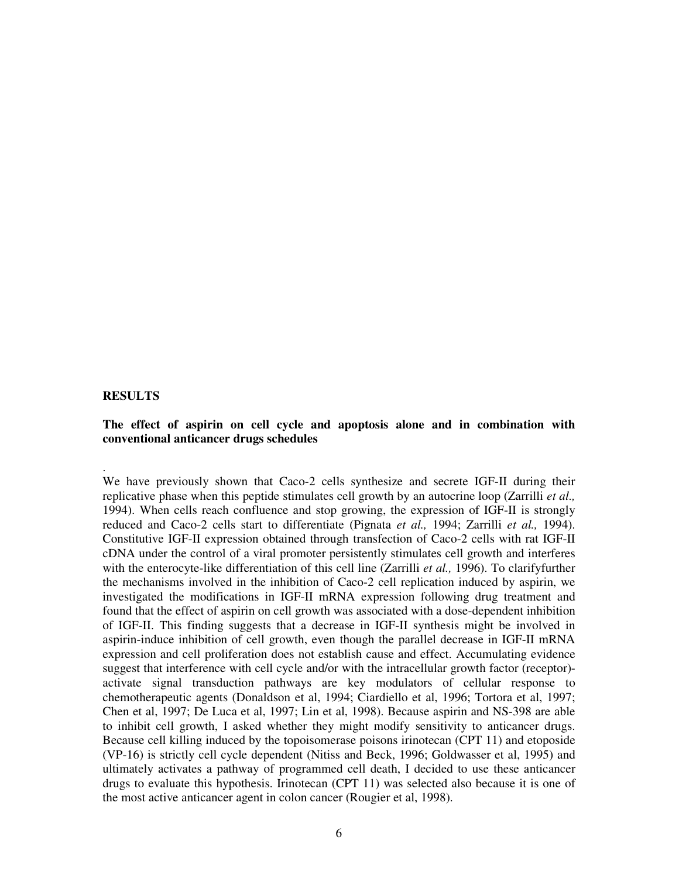**RESULTS**

**The effect of aspirin on cell cycle and apoptosis alone and in combination with conventional anticancer drugs schedules**

.
We have previously shown that Caco-2 cells synthesize and secrete IGF-II during their replicative phase when this peptide stimulates cell growth by an autocrine loop (Zarrilli *et al.,* 1994). When cells reach confluence and stop growing, the expression of IGF-II is strongly reduced and Caco-2 cells start to differentiate (Pignata *et al.,* 1994; Zarrilli *et al.,* 1994). Constitutive IGF-II expression obtained through transfection of Caco-2 cells with rat IGF-II cDNA under the control of a viral promoter persistently stimulates cell growth and interferes with the enterocyte-like differentiation of this cell line (Zarrilli *et al.,* 1996). To clarifyfurther the mechanisms involved in the inhibition of Caco-2 cell replication induced by aspirin, we investigated the modifications in IGF-II mRNA expression following drug treatment and found that the effect of aspirin on cell growth was associated with a dose-dependent inhibition of IGF-II. This finding suggests that a decrease in IGF-II synthesis might be involved in aspirin-induce inhibition of cell growth, even though the parallel decrease in IGF-II mRNA expression and cell proliferation does not establish cause and effect. Accumulating evidence suggest that interference with cell cycle and/or with the intracellular growth factor (receptor)-activate signal transduction pathways are key modulators of cellular response to chemotherapeutic agents (Donaldson et al, 1994; Ciardiello et al, 1996; Tortora et al, 1997; Chen et al, 1997; De Luca et al, 1997; Lin et al, 1998). Because aspirin and NS-398 are able to inhibit cell growth, I asked whether they might modify sensitivity to anticancer drugs. Because cell killing induced by the topoisomerase poisons irinotecan (CPT 11) and etoposide (VP-16) is strictly cell cycle dependent (Nitiss and Beck, 1996; Goldwasser et al, 1995) and ultimately activates a pathway of programmed cell death, I decided to use these anticancer drugs to evaluate this hypothesis. Irinotecan (CPT 11) was selected also because it is one of the most active anticancer agent in colon cancer (Rougier et al, 1998).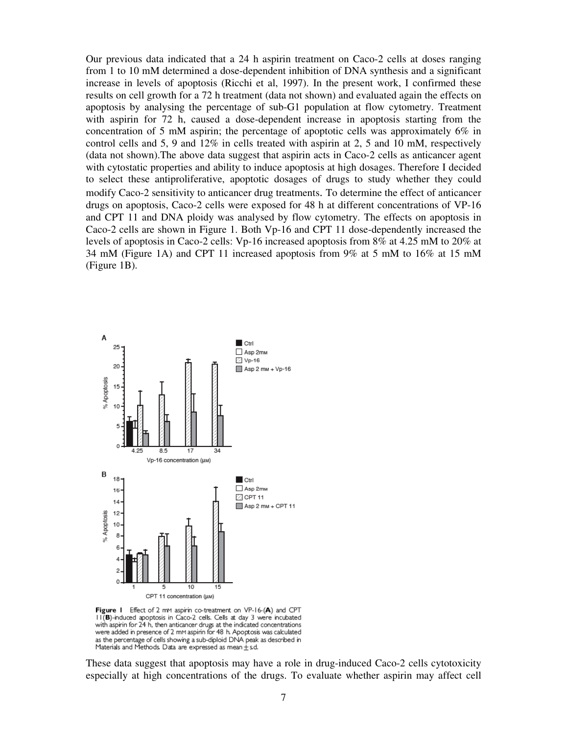Our previous data indicated that a 24 h aspirin treatment on Caco-2 cells at doses ranging from 1 to 10 mM determined a dose-dependent inhibition of DNA synthesis and a significant increase in levels of apoptosis (Ricchi et al, 1997). In the present work, I confirmed these results on cell growth for a 72 h treatment (data not shown) and evaluated again the effects on apoptosis by analysing the percentage of sub-G1 population at flow cytometry. Treatment with aspirin for 72 h, caused a dose-dependent increase in apoptosis starting from the concentration of 5 mM aspirin; the percentage of apoptotic cells was approximately 6% in control cells and 5, 9 and 12% in cells treated with aspirin at 2, 5 and 10 mM, respectively (data not shown).The above data suggest that aspirin acts in Caco-2 cells as anticancer agent with cytostatic properties and ability to induce apoptosis at high dosages. Therefore I decided to select these antiproliferative, apoptotic dosages of drugs to study whether they could modify Caco-2 sensitivity to anticancer drug treatments. To determine the effect of anticancer drugs on apoptosis, Caco-2 cells were exposed for 48 h at different concentrations of VP-16 and CPT 11 and DNA ploidy was analysed by flow cytometry. The effects on apoptosis in Caco-2 cells are shown in Figure 1. Both Vp-16 and CPT 11 dose-dependently increased the levels of apoptosis in Caco-2 cells: Vp-16 increased apoptosis from 8% at 4.25 mM to 20% at 34 mM (Figure 1A) and CPT 11 increased apoptosis from 9% at 5 mM to 16% at 15 mM (Figure 1B).

**Figure 1** Effect of 2 mM aspirin co-treatment on VP-16-(**A**) and CPT 11(**B**)-induced apoptosis in Caco-2 cells. Cells at day 3 were incubated with aspirin for 24 h, then anticancer drugs at the indicated concentrations were added in presence of 2 mM aspirin for 48 h. Apoptosis was calculated as the percentage of cells showing a sub-diploid DNA peak as described in Materials and Methods. Data are expressed as mean ± s.d.

These data suggest that apoptosis may have a role in drug-induced Caco-2 cells cytotoxicity especially at high concentrations of the drugs. To evaluate whether aspirin may affect cell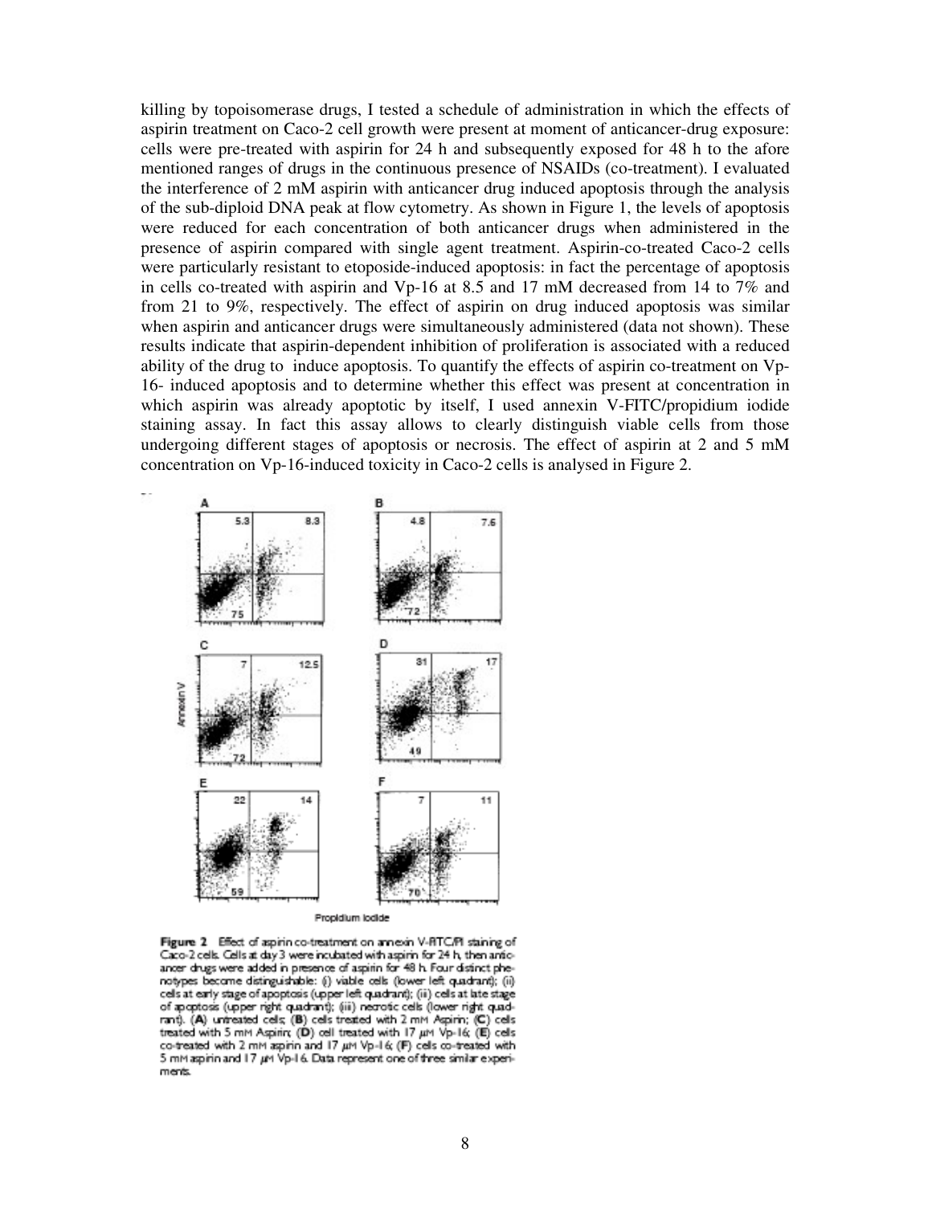killing by topoisomerase drugs, I tested a schedule of administration in which the effects of aspirin treatment on Caco-2 cell growth were present at moment of anticancer-drug exposure: cells were pre-treated with aspirin for 24 h and subsequently exposed for 48 h to the afore mentioned ranges of drugs in the continuous presence of NSAIDs (co-treatment). I evaluated the interference of 2 mM aspirin with anticancer drug induced apoptosis through the analysis of the sub-diploid DNA peak at flow cytometry. As shown in Figure 1, the levels of apoptosis were reduced for each concentration of both anticancer drugs when administered in the presence of aspirin compared with single agent treatment. Aspirin-co-treated Caco-2 cells were particularly resistant to etoposide-induced apoptosis: in fact the percentage of apoptosis in cells co-treated with aspirin and Vp-16 at 8.5 and 17 mM decreased from 14 to 7% and from 21 to 9%, respectively. The effect of aspirin on drug induced apoptosis was similar when aspirin and anticancer drugs were simultaneously administered (data not shown). These results indicate that aspirin-dependent inhibition of proliferation is associated with a reduced ability of the drug to induce apoptosis. To quantify the effects of aspirin co-treatment on Vp-16- induced apoptosis and to determine whether this effect was present at concentration in which aspirin was already apoptotic by itself, I used annexin V-FITC/propidium iodide staining assay. In fact this assay allows to clearly distinguish viable cells from those undergoing different stages of apoptosis or necrosis. The effect of aspirin at 2 and 5 mM concentration on Vp-16-induced toxicity in Caco-2 cells is analysed in Figure 2.

**Figure 2** Effect of aspirin co-treatment on annexin V-FITC/PI staining of Caco-2 cells. Cells at day 3 were incubated with aspirin for 24 h, then anticancer drugs were added in presence of aspirin for 48 h. Four distinct phenotypes become distinguishable: (i) viable cells (lower left quadrant); (ii) cells at early stage of apoptosis (upper left quadrant); (ii) cells at late stage of apoptosis (upper right quadrant); (iii) necrotic cells (lower right quadrant). (**A**) untreated cells; (**B**) cells treated with 2 mM Aspirin; (**C**) cells treated with 5 mM Aspirin; (**D**) cell treated with 17 μM Vp-16; (**E**) cells co-treated with 2 mM aspirin and 17 μM Vp-16; (**F**) cells co-treated with 5 mM aspirin and 17 μM Vp-16. Data represent one of three similar experiments.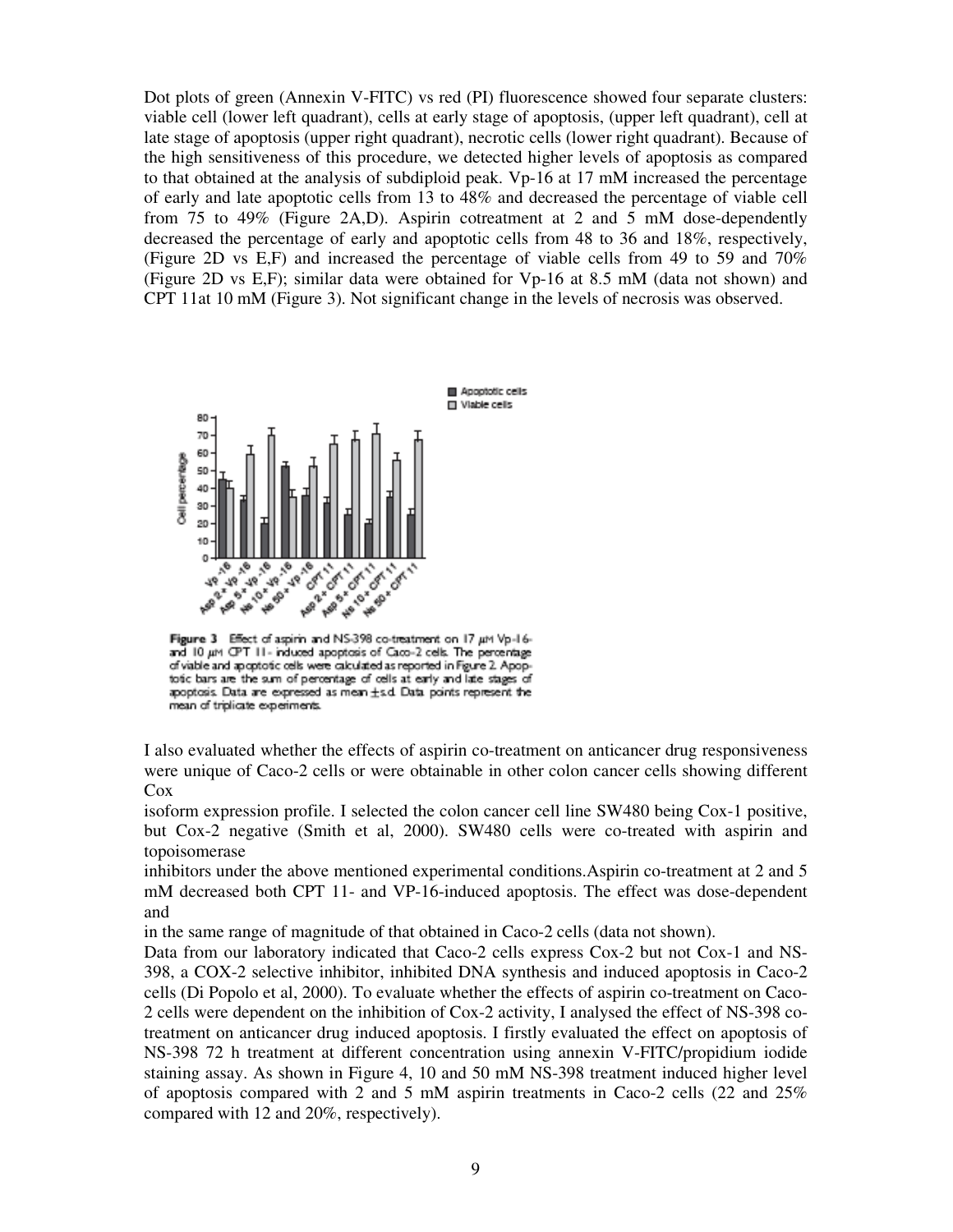Dot plots of green (Annexin V-FITC) vs red (PI) fluorescence showed four separate clusters: viable cell (lower left quadrant), cells at early stage of apoptosis, (upper left quadrant), cell at late stage of apoptosis (upper right quadrant), necrotic cells (lower right quadrant). Because of the high sensitiveness of this procedure, we detected higher levels of apoptosis as compared to that obtained at the analysis of subdiploid peak. Vp-16 at 17 mM increased the percentage of early and late apoptotic cells from 13 to 48% and decreased the percentage of viable cell from 75 to 49% (Figure 2A,D). Aspirin cotreatment at 2 and 5 mM dose-dependently decreased the percentage of early and apoptotic cells from 48 to 36 and 18%, respectively, (Figure 2D vs E,F) and increased the percentage of viable cells from 49 to 59 and 70% (Figure 2D vs E,F); similar data were obtained for Vp-16 at 8.5 mM (data not shown) and CPT 11at 10 mM (Figure 3). Not significant change in the levels of necrosis was observed.

**Figure 3** Effect of aspirin and NS-398 co-treatment on 17 μM Vp-16- and 10 μM CPT 11- induced apoptosis of Caco-2 cells. The percentage of viable and apoptotic cells were calculated as reported in Figure 2. Apoptotic bars are the sum of percentage of cells at early and late stages of apoptosis. Data are expressed as mean ± s.d. Data points represent the mean of triplicate experiments.

I also evaluated whether the effects of aspirin co-treatment on anticancer drug responsiveness were unique of Caco-2 cells or were obtainable in other colon cancer cells showing different Cox

isoform expression profile. I selected the colon cancer cell line SW480 being Cox-1 positive, but Cox-2 negative (Smith et al, 2000). SW480 cells were co-treated with aspirin and topoisomerase

inhibitors under the above mentioned experimental conditions.Aspirin co-treatment at 2 and 5 mM decreased both CPT 11- and VP-16-induced apoptosis. The effect was dose-dependent and

in the same range of magnitude of that obtained in Caco-2 cells (data not shown).

Data from our laboratory indicated that Caco-2 cells express Cox-2 but not Cox-1 and NS-398, a COX-2 selective inhibitor, inhibited DNA synthesis and induced apoptosis in Caco-2 cells (Di Popolo et al, 2000). To evaluate whether the effects of aspirin co-treatment on Caco-2 cells were dependent on the inhibition of Cox-2 activity, I analysed the effect of NS-398 co-treatment on anticancer drug induced apoptosis. I firstly evaluated the effect on apoptosis of NS-398 72 h treatment at different concentration using annexin V-FITC/propidium iodide staining assay. As shown in Figure 4, 10 and 50 mM NS-398 treatment induced higher level of apoptosis compared with 2 and 5 mM aspirin treatments in Caco-2 cells (22 and 25% compared with 12 and 20%, respectively).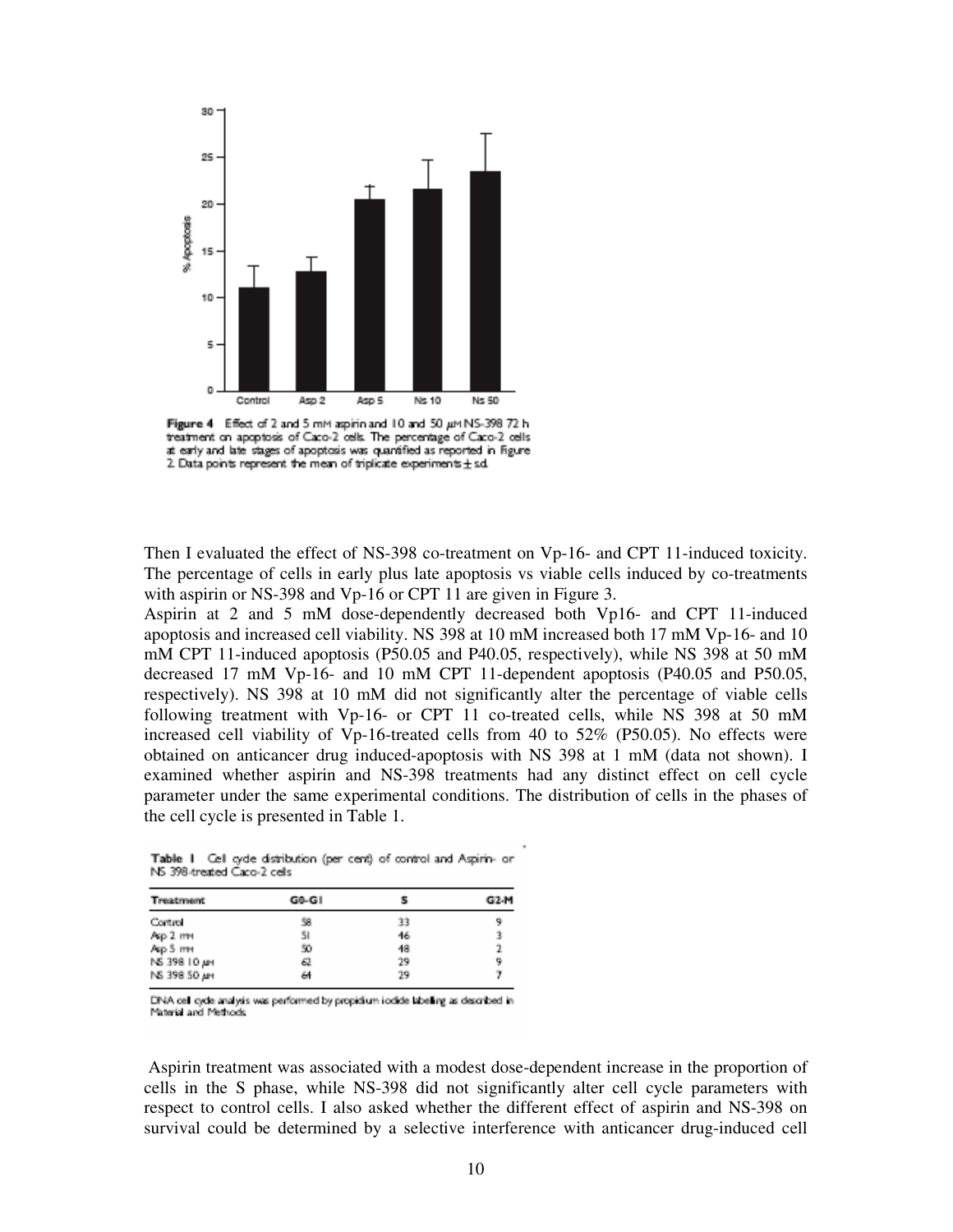Figure 4 Effect of 2 and 5 mM aspirin and 10 and 50 μM NS-398 72 h treatment on apoptosis of Caco-2 cells. The percentage of Caco-2 cells at early and late stages of apoptosis was quantified as reported in Figure 2. Data points represent the mean of triplicate experiments ± sd.

Then I evaluated the effect of NS-398 co-treatment on Vp-16- and CPT 11-induced toxicity. The percentage of cells in early plus late apoptosis vs viable cells induced by co-treatments with aspirin or NS-398 and Vp-16 or CPT 11 are given in Figure 3.

Aspirin at 2 and 5 mM dose-dependently decreased both Vp16- and CPT 11-induced apoptosis and increased cell viability. NS 398 at 10 mM increased both 17 mM Vp-16- and 10 mM CPT 11-induced apoptosis (P50.05 and P40.05, respectively), while NS 398 at 50 mM decreased 17 mM Vp-16- and 10 mM CPT 11-dependent apoptosis (P40.05 and P50.05, respectively). NS 398 at 10 mM did not significantly alter the percentage of viable cells following treatment with Vp-16- or CPT 11 co-treated cells, while NS 398 at 50 mM increased cell viability of Vp-16-treated cells from 40 to 52% (P50.05). No effects were obtained on anticancer drug induced-apoptosis with NS 398 at 1 mM (data not shown). I examined whether aspirin and NS-398 treatments had any distinct effect on cell cycle parameter under the same experimental conditions. The distribution of cells in the phases of the cell cycle is presented in Table 1.

Table 1 Cell cycle distribution (per cent) of control and Aspirin- or NS 398-treated Caco-2 cells

| Treatment | G0-G1 | S | G2-M |
|---|---|---|---|
| Control | 58 | 33 | 9 |
| Asp 2 mM | 51 | 46 | 3 |
| Asp 5 mM | 50 | 48 | 2 |
| NS 398 10 μM | 62 | 29 | 9 |
| NS 398 50 μM | 64 | 29 | 7 |

DNA cell cycle analysis was performed by propidium iodide labeling as described in Material and Methods.

Aspirin treatment was associated with a modest dose-dependent increase in the proportion of cells in the S phase, while NS-398 did not significantly alter cell cycle parameters with respect to control cells. I also asked whether the different effect of aspirin and NS-398 on survival could be determined by a selective interference with anticancer drug-induced cell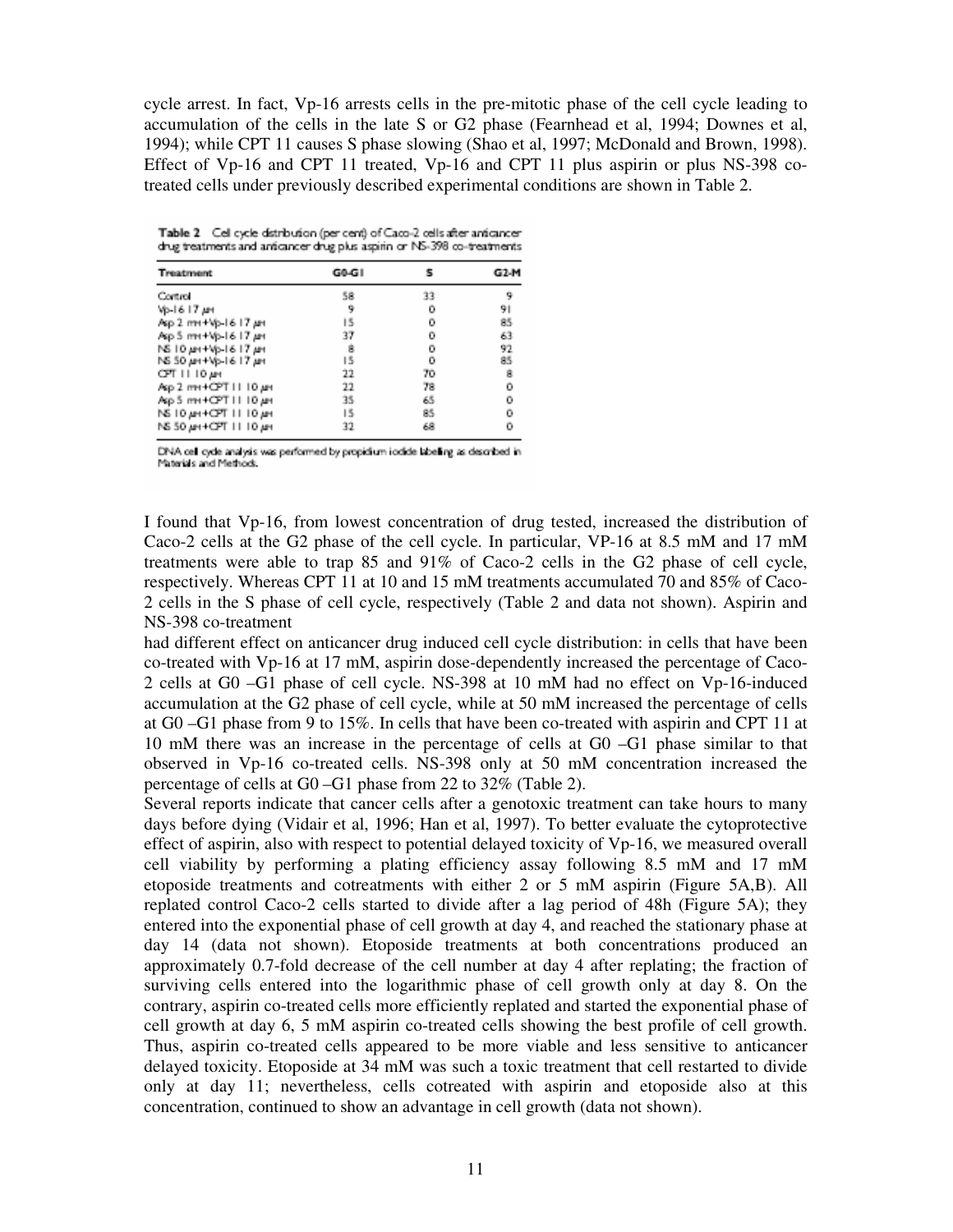cycle arrest. In fact, Vp-16 arrests cells in the pre-mitotic phase of the cell cycle leading to accumulation of the cells in the late S or G2 phase (Fearnhead et al, 1994; Downes et al, 1994); while CPT 11 causes S phase slowing (Shao et al, 1997; McDonald and Brown, 1998). Effect of Vp-16 and CPT 11 treated, Vp-16 and CPT 11 plus aspirin or plus NS-398 co-treated cells under previously described experimental conditions are shown in Table 2.

**Table 2** Cell cycle distribution (per cent) of Caco-2 cells after anticancer drug treatments and anticancer drug plus aspirin or NS-398 co-treatments

| Treatment | G0-G1 | S | G2-M |
|---|---|---|---|
| Control | 58 | 33 | 9 |
| Vp-16 17 μM | 9 | 0 | 91 |
| Asp 2 mM+Vp-16 17 μM | 15 | 0 | 85 |
| Asp 5 mM+Vp-16 17 μM | 37 | 0 | 63 |
| NS 10 μM+Vp-16 17 μM | 8 | 0 | 92 |
| NS 50 μM+Vp-16 17 μM | 15 | 0 | 85 |
| CPT 11 10 μM | 22 | 70 | 8 |
| Asp 2 mM+CPT 11 10 μM | 22 | 78 | 0 |
| Asp 5 mM+CPT 11 10 μM | 35 | 65 | 0 |
| NS 10 μM+CPT 11 10 μM | 15 | 85 | 0 |
| NS 50 μM+CPT 11 10 μM | 32 | 68 | 0 |

DNA cell cycle analysis was performed by propidium iodide labelling as described in Materials and Methods.

I found that Vp-16, from lowest concentration of drug tested, increased the distribution of Caco-2 cells at the G2 phase of the cell cycle. In particular, VP-16 at 8.5 mM and 17 mM treatments were able to trap 85 and 91% of Caco-2 cells in the G2 phase of cell cycle, respectively. Whereas CPT 11 at 10 and 15 mM treatments accumulated 70 and 85% of Caco-2 cells in the S phase of cell cycle, respectively (Table 2 and data not shown). Aspirin and NS-398 co-treatment had different effect on anticancer drug induced cell cycle distribution: in cells that have been co-treated with Vp-16 at 17 mM, aspirin dose-dependently increased the percentage of Caco-2 cells at G0 –G1 phase of cell cycle. NS-398 at 10 mM had no effect on Vp-16-induced accumulation at the G2 phase of cell cycle, while at 50 mM increased the percentage of cells at G0 –G1 phase from 9 to 15%. In cells that have been co-treated with aspirin and CPT 11 at 10 mM there was an increase in the percentage of cells at G0 –G1 phase similar to that observed in Vp-16 co-treated cells. NS-398 only at 50 mM concentration increased the percentage of cells at G0 –G1 phase from 22 to 32% (Table 2).

Several reports indicate that cancer cells after a genotoxic treatment can take hours to many days before dying (Vidair et al, 1996; Han et al, 1997). To better evaluate the cytoprotective effect of aspirin, also with respect to potential delayed toxicity of Vp-16, we measured overall cell viability by performing a plating efficiency assay following 8.5 mM and 17 mM etoposide treatments and cotreatments with either 2 or 5 mM aspirin (Figure 5A,B). All replated control Caco-2 cells started to divide after a lag period of 48h (Figure 5A); they entered into the exponential phase of cell growth at day 4, and reached the stationary phase at day 14 (data not shown). Etoposide treatments at both concentrations produced an approximately 0.7-fold decrease of the cell number at day 4 after replating; the fraction of surviving cells entered into the logarithmic phase of cell growth only at day 8. On the contrary, aspirin co-treated cells more efficiently replated and started the exponential phase of cell growth at day 6, 5 mM aspirin co-treated cells showing the best profile of cell growth. Thus, aspirin co-treated cells appeared to be more viable and less sensitive to anticancer delayed toxicity. Etoposide at 34 mM was such a toxic treatment that cell restarted to divide only at day 11; nevertheless, cells cotreated with aspirin and etoposide also at this concentration, continued to show an advantage in cell growth (data not shown).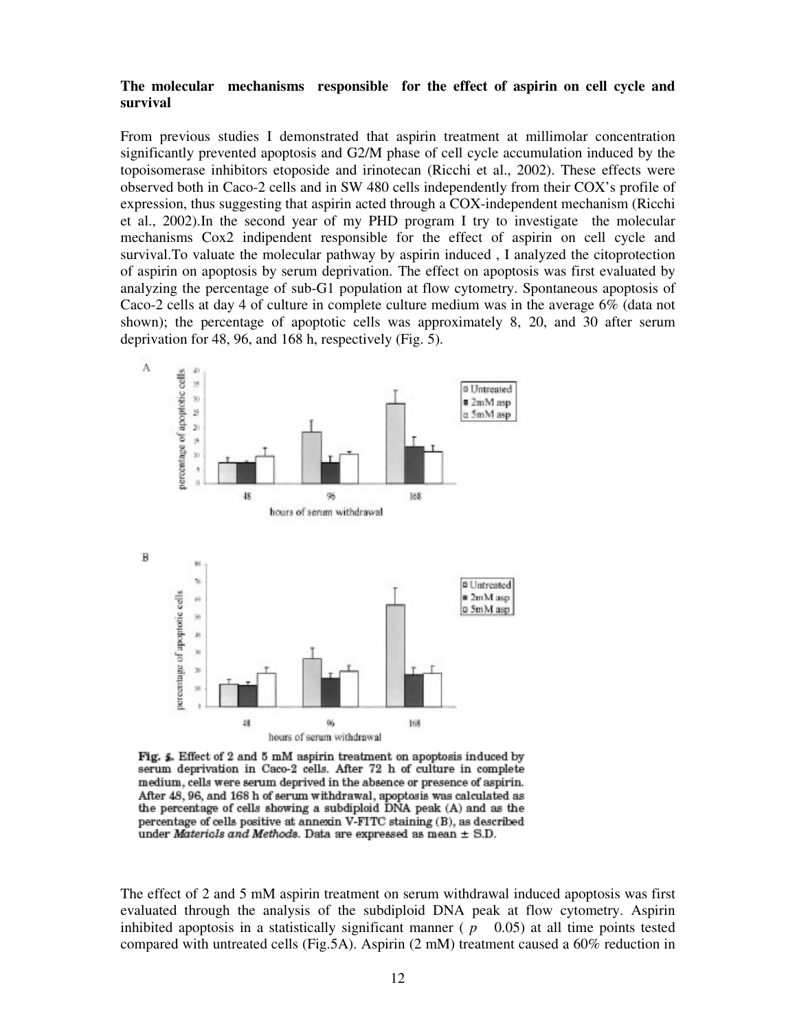**The molecular mechanisms responsible for the effect of aspirin on cell cycle and survival**

From previous studies I demonstrated that aspirin treatment at millimolar concentration significantly prevented apoptosis and G2/M phase of cell cycle accumulation induced by the topoisomerase inhibitors etoposide and irinotecan (Ricchi et al., 2002). These effects were observed both in Caco-2 cells and in SW 480 cells independently from their COX's profile of expression, thus suggesting that aspirin acted through a COX-independent mechanism (Ricchi et al., 2002).In the second year of my PHD program I try to investigate the molecular mechanisms Cox2 indipendent responsible for the effect of aspirin on cell cycle and survival.To valuate the molecular pathway by aspirin induced , I analyzed the citoprotection of aspirin on apoptosis by serum deprivation. The effect on apoptosis was first evaluated by analyzing the percentage of sub-G1 population at flow cytometry. Spontaneous apoptosis of Caco-2 cells at day 4 of culture in complete culture medium was in the average 6% (data not shown); the percentage of apoptotic cells was approximately 8, 20, and 30 after serum deprivation for 48, 96, and 168 h, respectively (Fig. 5).

**Fig. 5.** Effect of 2 and 5 mM aspirin treatment on apoptosis induced by serum deprivation in Caco-2 cells. After 72 h of culture in complete medium, cells were serum deprived in the absence or presence of aspirin. After 48, 96, and 168 h of serum withdrawal, apoptosis was calculated as the percentage of cells showing a subdiploid DNA peak (A) and as the percentage of cells positive at annexin V-FITC staining (B), as described under *Materials and Methods*. Data are expressed as mean ± S.D.

The effect of 2 and 5 mM aspirin treatment on serum withdrawal induced apoptosis was first evaluated through the analysis of the subdiploid DNA peak at flow cytometry. Aspirin inhibited apoptosis in a statistically significant manner ( $p$ 0.05) at all time points tested compared with untreated cells (Fig.5A). Aspirin (2 mM) treatment caused a 60% reduction in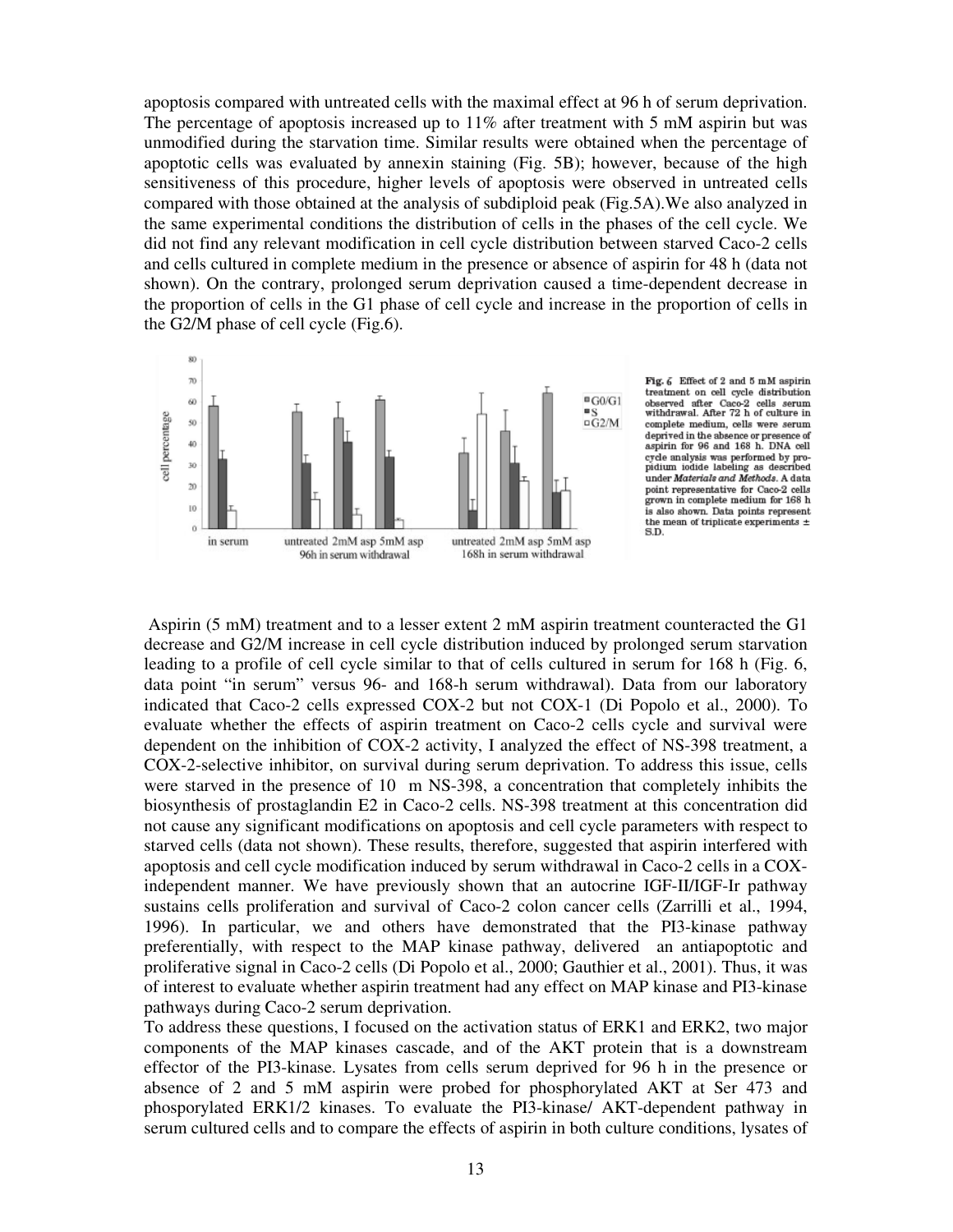apoptosis compared with untreated cells with the maximal effect at 96 h of serum deprivation. The percentage of apoptosis increased up to 11% after treatment with 5 mM aspirin but was unmodified during the starvation time. Similar results were obtained when the percentage of apoptotic cells was evaluated by annexin staining (Fig. 5B); however, because of the high sensitiveness of this procedure, higher levels of apoptosis were observed in untreated cells compared with those obtained at the analysis of subdiploid peak (Fig.5A).We also analyzed in the same experimental conditions the distribution of cells in the phases of the cell cycle. We did not find any relevant modification in cell cycle distribution between starved Caco-2 cells and cells cultured in complete medium in the presence or absence of aspirin for 48 h (data not shown). On the contrary, prolonged serum deprivation caused a time-dependent decrease in the proportion of cells in the G1 phase of cell cycle and increase in the proportion of cells in the G2/M phase of cell cycle (Fig.6).

**Fig. 6** Effect of 2 and 5 mM aspirin treatment on cell cycle distribution observed after Caco-2 cells serum withdrawal. After 72 h of culture in complete medium, cells were serum deprived in the absence or presence of aspirin for 96 and 168 h. DNA cell cycle analysis was performed by propidium iodide labeling as described under *Materials and Methods*. A data point representative for Caco-2 cells grown in complete medium for 168 h is also shown. Data points represent the mean of triplicate experiments ± S.D.

Aspirin (5 mM) treatment and to a lesser extent 2 mM aspirin treatment counteracted the G1 decrease and G2/M increase in cell cycle distribution induced by prolonged serum starvation leading to a profile of cell cycle similar to that of cells cultured in serum for 168 h (Fig. 6, data point "in serum" versus 96- and 168-h serum withdrawal). Data from our laboratory indicated that Caco-2 cells expressed COX-2 but not COX-1 (Di Popolo et al., 2000). To evaluate whether the effects of aspirin treatment on Caco-2 cells cycle and survival were dependent on the inhibition of COX-2 activity, I analyzed the effect of NS-398 treatment, a COX-2-selective inhibitor, on survival during serum deprivation. To address this issue, cells were starved in the presence of 10 m NS-398, a concentration that completely inhibits the biosynthesis of prostaglandin E2 in Caco-2 cells. NS-398 treatment at this concentration did not cause any significant modifications on apoptosis and cell cycle parameters with respect to starved cells (data not shown). These results, therefore, suggested that aspirin interfered with apoptosis and cell cycle modification induced by serum withdrawal in Caco-2 cells in a COX-independent manner. We have previously shown that an autocrine IGF-II/IGF-Ir pathway sustains cells proliferation and survival of Caco-2 colon cancer cells (Zarrilli et al., 1994, 1996). In particular, we and others have demonstrated that the PI3-kinase pathway preferentially, with respect to the MAP kinase pathway, delivered an antiapoptotic and proliferative signal in Caco-2 cells (Di Popolo et al., 2000; Gauthier et al., 2001). Thus, it was of interest to evaluate whether aspirin treatment had any effect on MAP kinase and PI3-kinase pathways during Caco-2 serum deprivation.

To address these questions, I focused on the activation status of ERK1 and ERK2, two major components of the MAP kinases cascade, and of the AKT protein that is a downstream effector of the PI3-kinase. Lysates from cells serum deprived for 96 h in the presence or absence of 2 and 5 mM aspirin were probed for phosphorylated AKT at Ser 473 and phosporylated ERK1/2 kinases. To evaluate the PI3-kinase/ AKT-dependent pathway in serum cultured cells and to compare the effects of aspirin in both culture conditions, lysates of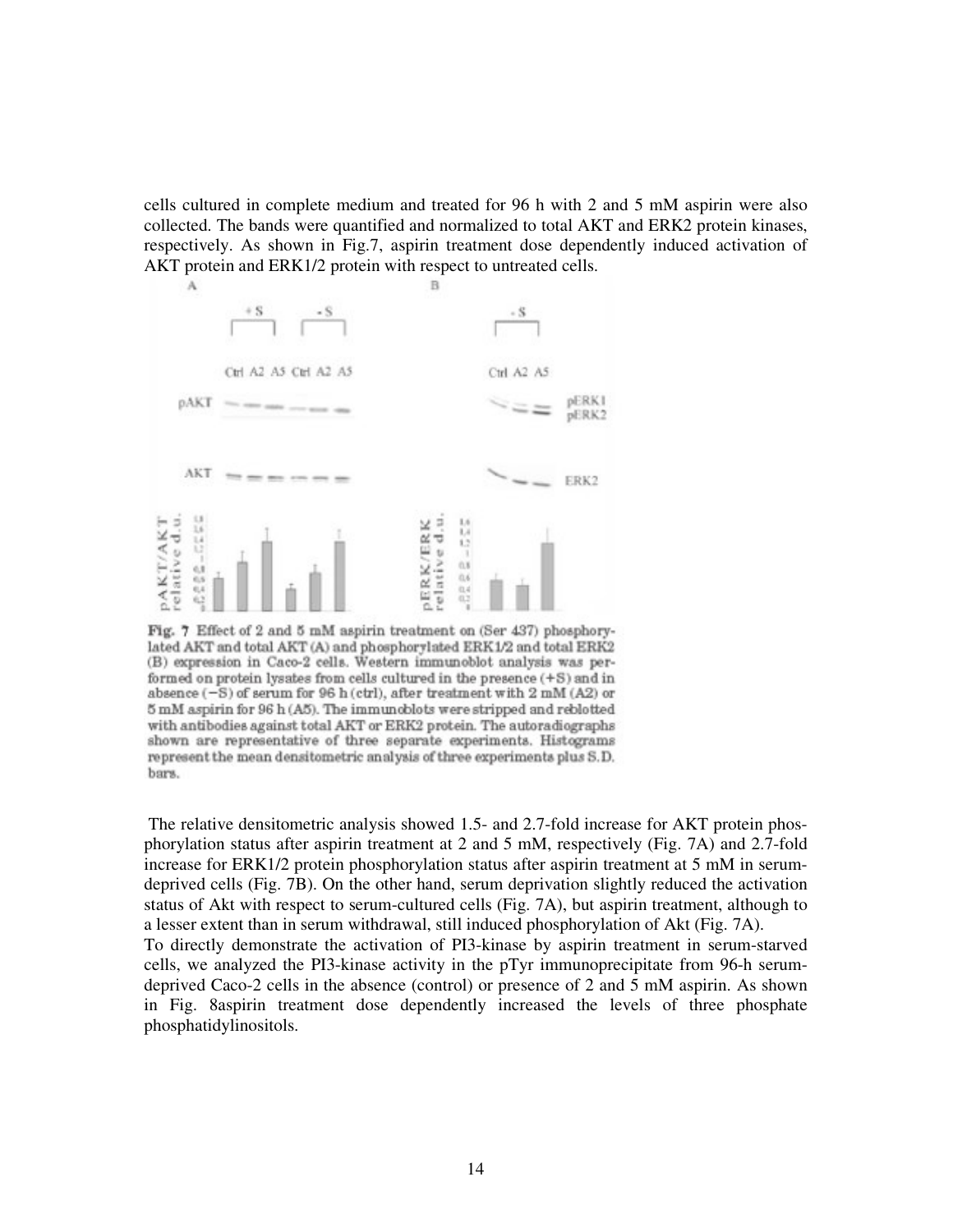cells cultured in complete medium and treated for 96 h with 2 and 5 mM aspirin were also collected. The bands were quantified and normalized to total AKT and ERK2 protein kinases, respectively. As shown in Fig.7, aspirin treatment dose dependently induced activation of AKT protein and ERK1/2 protein with respect to untreated cells.

**Fig. 7** Effect of 2 and 5 mM aspirin treatment on (Ser 437) phosphorylated AKT and total AKT (A) and phosphorylated ERK1/2 and total ERK2 (B) expression in Caco-2 cells. Western immunoblot analysis was performed on protein lysates from cells cultured in the presence (+S) and in absence (−S) of serum for 96 h (ctrl), after treatment with 2 mM (A2) or 5 mM aspirin for 96 h (A5). The immunoblots were stripped and reblotted with antibodies against total AKT or ERK2 protein. The autoradiographs shown are representative of three separate experiments. Histograms represent the mean densitometric analysis of three experiments plus S.D. bars.

The relative densitometric analysis showed 1.5- and 2.7-fold increase for AKT protein phosphorylation status after aspirin treatment at 2 and 5 mM, respectively (Fig. 7A) and 2.7-fold increase for ERK1/2 protein phosphorylation status after aspirin treatment at 5 mM in serum-deprived cells (Fig. 7B). On the other hand, serum deprivation slightly reduced the activation status of Akt with respect to serum-cultured cells (Fig. 7A), but aspirin treatment, although to a lesser extent than in serum withdrawal, still induced phosphorylation of Akt (Fig. 7A).

To directly demonstrate the activation of PI3-kinase by aspirin treatment in serum-starved cells, we analyzed the PI3-kinase activity in the pTyr immunoprecipitate from 96-h serum-deprived Caco-2 cells in the absence (control) or presence of 2 and 5 mM aspirin. As shown in Fig. 8aspirin treatment dose dependently increased the levels of three phosphate phosphatidylinositols.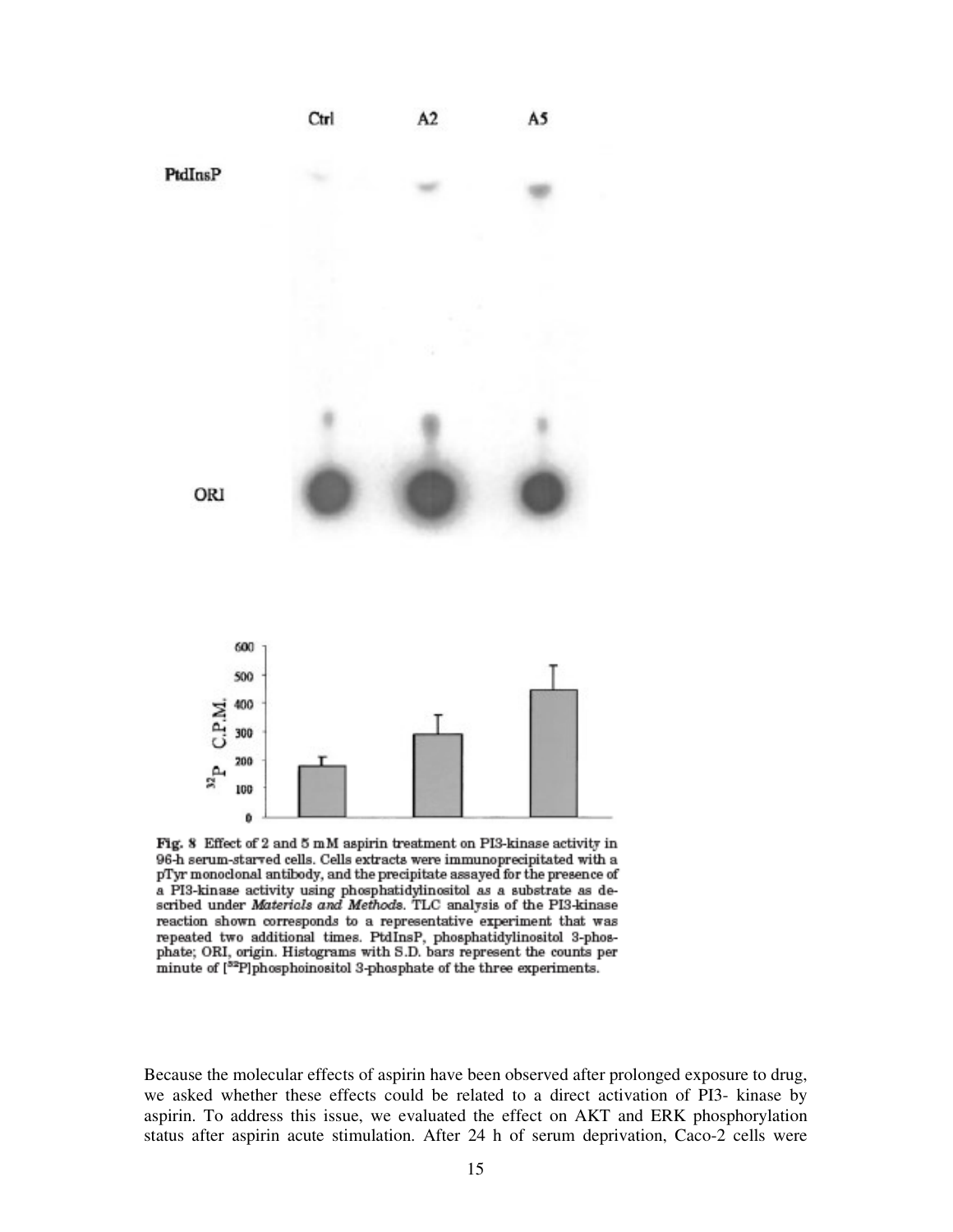Fig. 8 Effect of 2 and 5 mM aspirin treatment on PI3-kinase activity in 96-h serum-starved cells. Cells extracts were immunoprecipitated with a pTyr monoclonal antibody, and the precipitate assayed for the presence of a PI3-kinase activity using phosphatidylinositol as a substrate as described under *Materials and Methods*. TLC analysis of the PI3-kinase reaction shown corresponds to a representative experiment that was repeated two additional times. PtdInsP, phosphatidylinositol 3-phosphate; ORI, origin. Histograms with S.D. bars represent the counts per minute of [$^{32}$P]phosphoinositol 3-phosphate of the three experiments.

Because the molecular effects of aspirin have been observed after prolonged exposure to drug, we asked whether these effects could be related to a direct activation of PI3- kinase by aspirin. To address this issue, we evaluated the effect on AKT and ERK phosphorylation status after aspirin acute stimulation. After 24 h of serum deprivation, Caco-2 cells were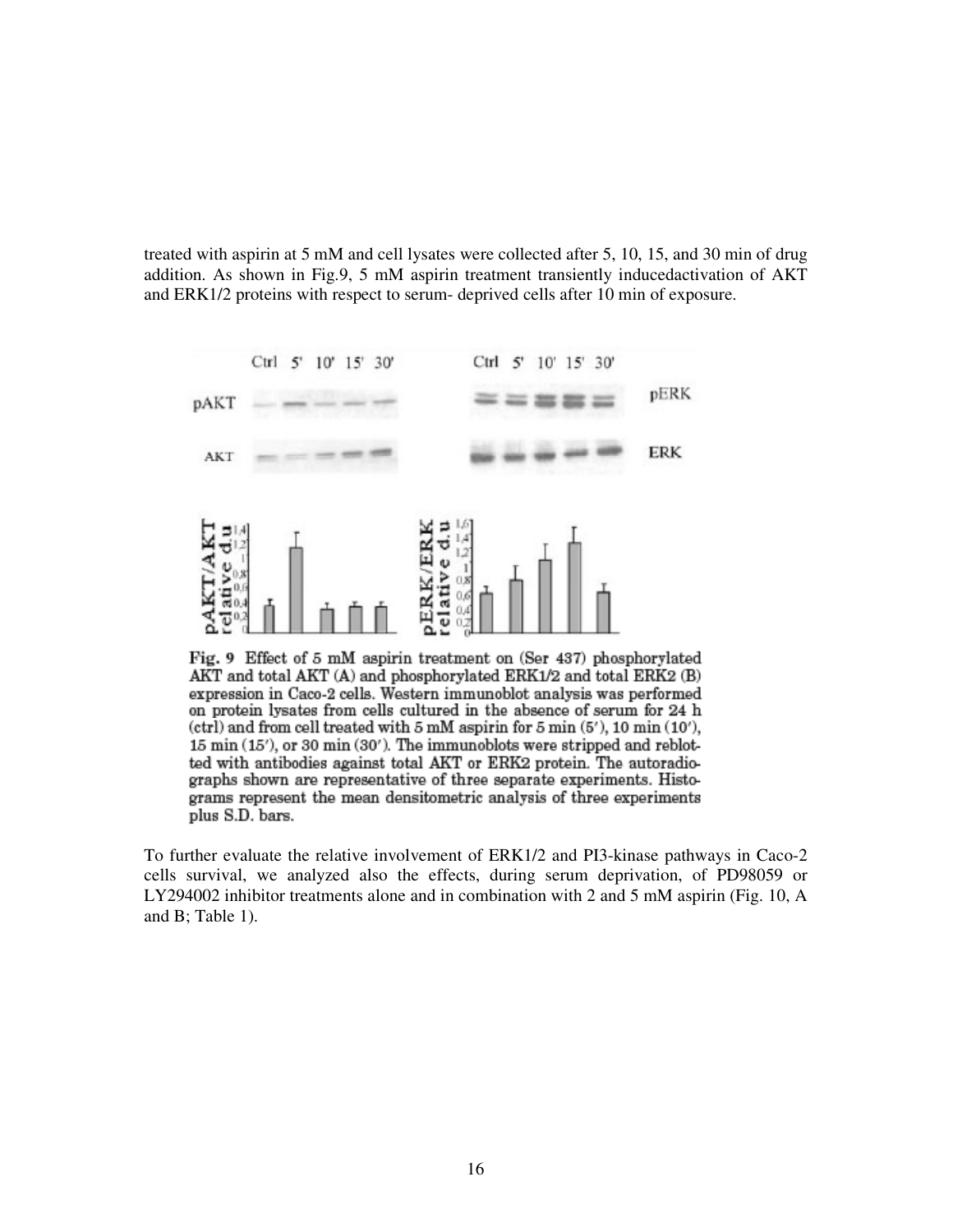treated with aspirin at 5 mM and cell lysates were collected after 5, 10, 15, and 30 min of drug addition. As shown in Fig.9, 5 mM aspirin treatment transiently inducedactivation of AKT and ERK1/2 proteins with respect to serum- deprived cells after 10 min of exposure.

Fig. 9 Effect of 5 mM aspirin treatment on (Ser 437) phosphorylated AKT and total AKT (A) and phosphorylated ERK1/2 and total ERK2 (B) expression in Caco-2 cells. Western immunoblot analysis was performed on protein lysates from cells cultured in the absence of serum for 24 h (ctrl) and from cell treated with 5 mM aspirin for 5 min (5′), 10 min (10′), 15 min (15′), or 30 min (30′). The immunoblots were stripped and reblotted with antibodies against total AKT or ERK2 protein. The autoradiographs shown are representative of three separate experiments. Histograms represent the mean densitometric analysis of three experiments plus S.D. bars.

To further evaluate the relative involvement of ERK1/2 and PI3-kinase pathways in Caco-2 cells survival, we analyzed also the effects, during serum deprivation, of PD98059 or LY294002 inhibitor treatments alone and in combination with 2 and 5 mM aspirin (Fig. 10, A and B; Table 1).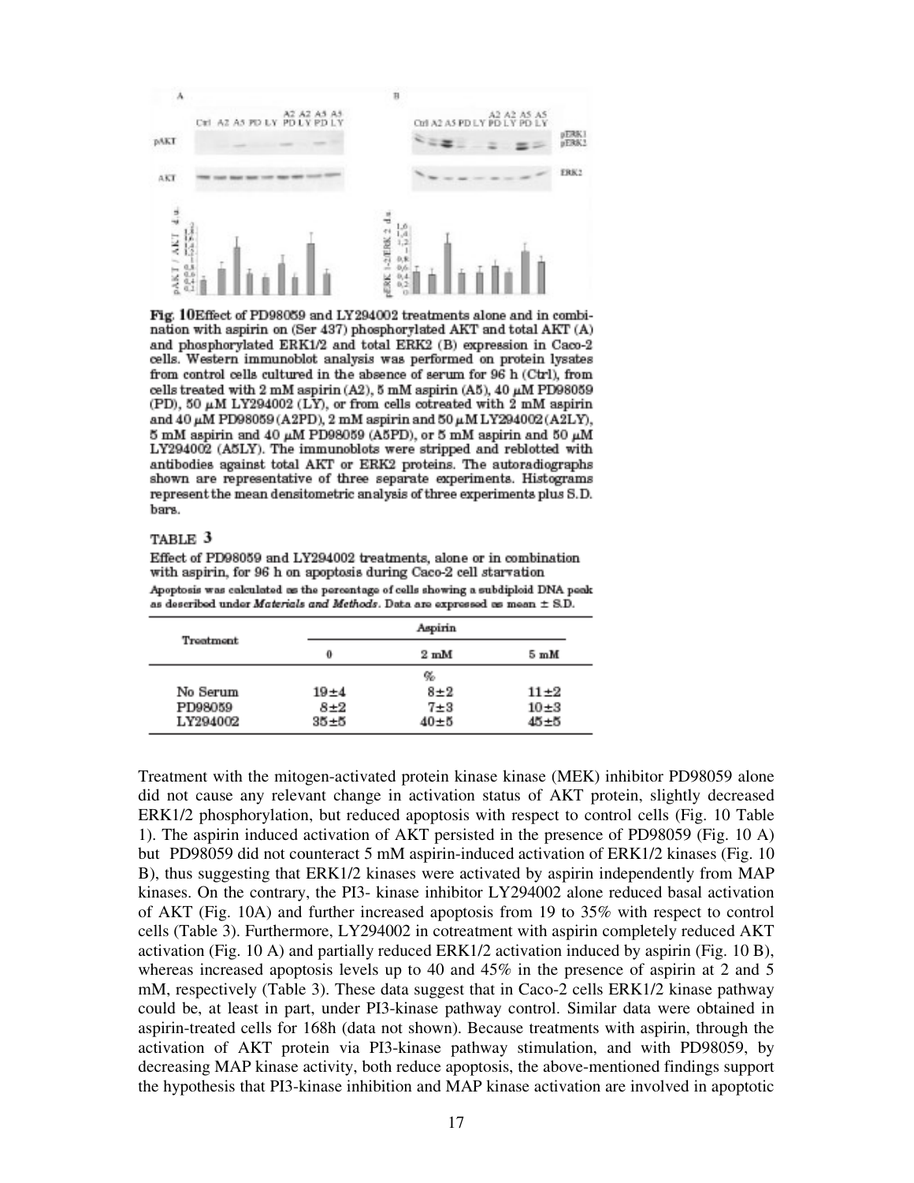**Fig. 10** Effect of PD98059 and LY294002 treatments alone and in combination with aspirin on (Ser 437) phosphorylated AKT and total AKT (A) and phosphorylated ERK1/2 and total ERK2 (B) expression in Caco-2 cells. Western immunoblot analysis was performed on protein lysates from control cells cultured in the absence of serum for 96 h (Ctrl), from cells treated with 2 mM aspirin (A2), 5 mM aspirin (A5), 40 μM PD98059 (PD), 50 μM LY294002 (LY), or from cells cotreated with 2 mM aspirin and 40 μM PD98059 (A2PD), 2 mM aspirin and 50 μM LY294002 (A2LY), 5 mM aspirin and 40 μM PD98059 (A5PD), or 5 mM aspirin and 50 μM LY294002 (A5LY). The immunoblots were stripped and reblotted with antibodies against total AKT or ERK2 proteins. The autoradiographs shown are representative of three separate experiments. Histograms represent the mean densitometric analysis of three experiments plus S.D. bars.

TABLE 3

Effect of PD98059 and LY294002 treatments, alone or in combination with aspirin, for 96 h on apoptosis during Caco-2 cell starvation

Apoptosis was calculated as the percentage of cells showing a subdiploid DNA peak as described under *Materials and Methods*. Data are expressed as mean ± S.D.

| Treatment | Aspirin | | |
|---|---|---|---|
| | 0 | 2 mM | 5 mM |
| | | % | |
| No Serum | 19±4 | 8±2 | 11±2 |
| PD98059 | 8±2 | 7±3 | 10±3 |
| LY294002 | 35±5 | 40±5 | 45±5 |

Treatment with the mitogen-activated protein kinase kinase (MEK) inhibitor PD98059 alone did not cause any relevant change in activation status of AKT protein, slightly decreased ERK1/2 phosphorylation, but reduced apoptosis with respect to control cells (Fig. 10 Table 1). The aspirin induced activation of AKT persisted in the presence of PD98059 (Fig. 10 A) but PD98059 did not counteract 5 mM aspirin-induced activation of ERK1/2 kinases (Fig. 10 B), thus suggesting that ERK1/2 kinases were activated by aspirin independently from MAP kinases. On the contrary, the PI3- kinase inhibitor LY294002 alone reduced basal activation of AKT (Fig. 10A) and further increased apoptosis from 19 to 35% with respect to control cells (Table 3). Furthermore, LY294002 in cotreatment with aspirin completely reduced AKT activation (Fig. 10 A) and partially reduced ERK1/2 activation induced by aspirin (Fig. 10 B), whereas increased apoptosis levels up to 40 and 45% in the presence of aspirin at 2 and 5 mM, respectively (Table 3). These data suggest that in Caco-2 cells ERK1/2 kinase pathway could be, at least in part, under PI3-kinase pathway control. Similar data were obtained in aspirin-treated cells for 168h (data not shown). Because treatments with aspirin, through the activation of AKT protein via PI3-kinase pathway stimulation, and with PD98059, by decreasing MAP kinase activity, both reduce apoptosis, the above-mentioned findings support the hypothesis that PI3-kinase inhibition and MAP kinase activation are involved in apoptotic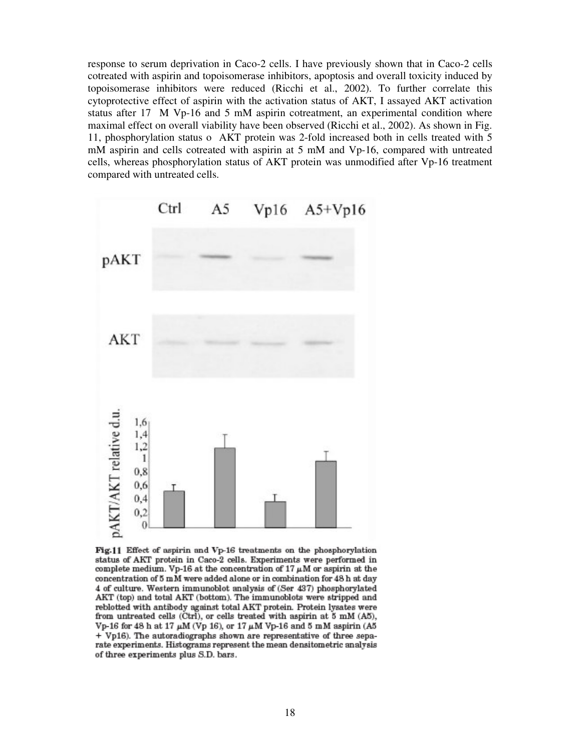response to serum deprivation in Caco-2 cells. I have previously shown that in Caco-2 cells cotreated with aspirin and topoisomerase inhibitors, apoptosis and overall toxicity induced by topoisomerase inhibitors were reduced (Ricchi et al., 2002). To further correlate this cytoprotective effect of aspirin with the activation status of AKT, I assayed AKT activation status after 17 M Vp-16 and 5 mM aspirin cotreatment, an experimental condition where maximal effect on overall viability have been observed (Ricchi et al., 2002). As shown in Fig. 11, phosphorylation status o AKT protein was 2-fold increased both in cells treated with 5 mM aspirin and cells cotreated with aspirin at 5 mM and Vp-16, compared with untreated cells, whereas phosphorylation status of AKT protein was unmodified after Vp-16 treatment compared with untreated cells.

**Fig.11** Effect of aspirin and Vp-16 treatments on the phosphorylation status of AKT protein in Caco-2 cells. Experiments were performed in complete medium. Vp-16 at the concentration of 17 $\mu$M or aspirin at the concentration of 5 mM were added alone or in combination for 48 h at day 4 of culture. Western immunoblot analysis of (Ser 437) phosphorylated AKT (top) and total AKT (bottom). The immunoblots were stripped and reblotted with antibody against total AKT protein. Protein lysates were from untreated cells (Ctrl), or cells treated with aspirin at 5 mM (A5), Vp-16 for 48 h at 17 $\mu$M (Vp 16), or 17 $\mu$M Vp-16 and 5 mM aspirin (A5 + Vp16). The autoradiographs shown are representative of three separate experiments. Histographs represent the mean densitometric analysis of three experiments plus S.D. bars.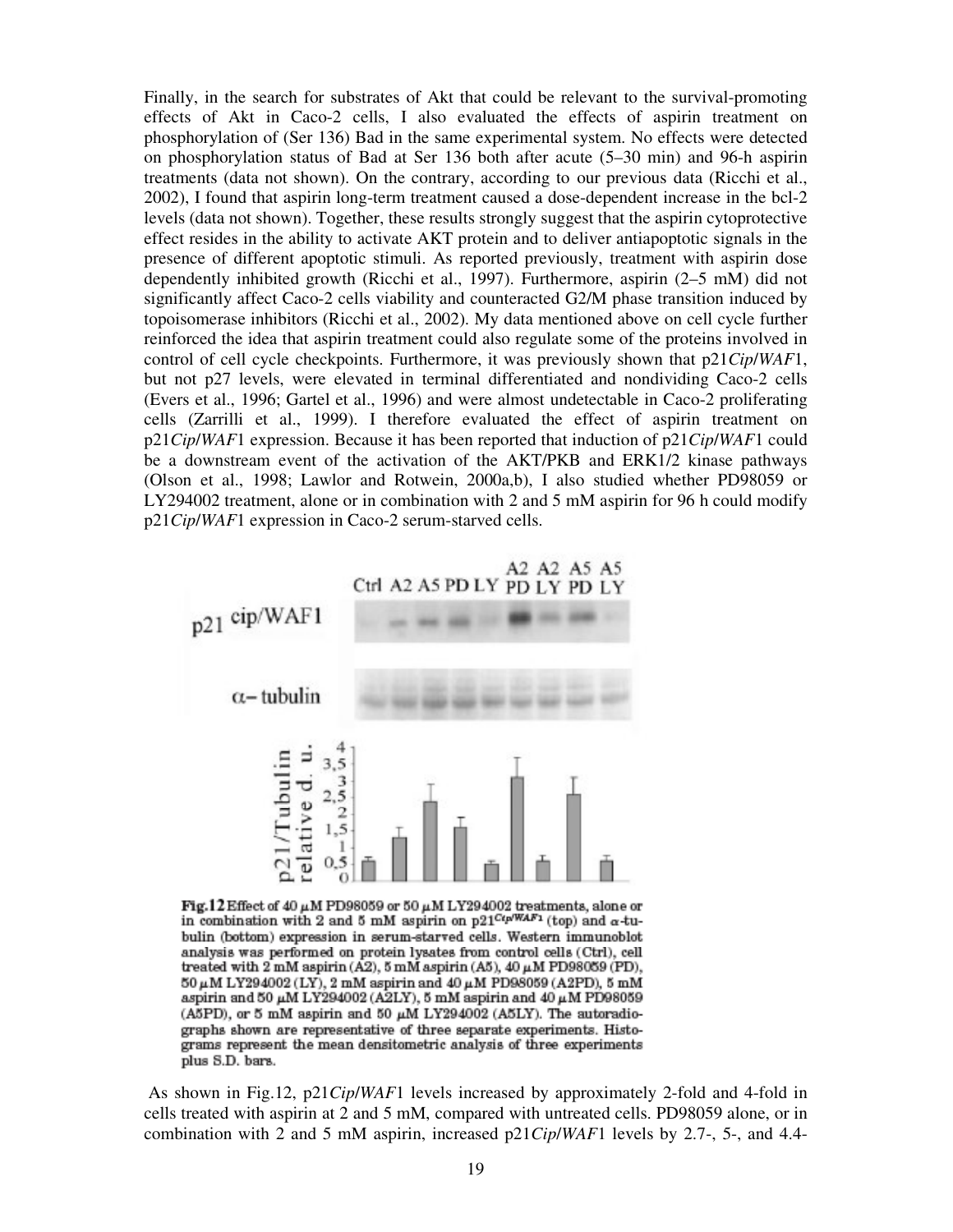Finally, in the search for substrates of Akt that could be relevant to the survival-promoting effects of Akt in Caco-2 cells, I also evaluated the effects of aspirin treatment on phosphorylation of (Ser 136) Bad in the same experimental system. No effects were detected on phosphorylation status of Bad at Ser 136 both after acute (5–30 min) and 96-h aspirin treatments (data not shown). On the contrary, according to our previous data (Ricchi et al., 2002), I found that aspirin long-term treatment caused a dose-dependent increase in the bcl-2 levels (data not shown). Together, these results strongly suggest that the aspirin cytoprotective effect resides in the ability to activate AKT protein and to deliver antiapoptotic signals in the presence of different apoptotic stimuli. As reported previously, treatment with aspirin dose dependently inhibited growth (Ricchi et al., 1997). Furthermore, aspirin (2–5 mM) did not significantly affect Caco-2 cells viability and counteracted G2/M phase transition induced by topoisomerase inhibitors (Ricchi et al., 2002). My data mentioned above on cell cycle further reinforced the idea that aspirin treatment could also regulate some of the proteins involved in control of cell cycle checkpoints. Furthermore, it was previously shown that p21*Cip*/*WAF*1, but not p27 levels, were elevated in terminal differentiated and nondividing Caco-2 cells (Evers et al., 1996; Gartel et al., 1996) and were almost undetectable in Caco-2 proliferating cells (Zarrilli et al., 1999). I therefore evaluated the effect of aspirin treatment on p21*Cip*/*WAF*1 expression. Because it has been reported that induction of p21*Cip*/*WAF*1 could be a downstream event of the activation of the AKT/PKB and ERK1/2 kinase pathways (Olson et al., 1998; Lawlor and Rotwein, 2000a,b), I also studied whether PD98059 or LY294002 treatment, alone or in combination with 2 and 5 mM aspirin for 96 h could modify p21*Cip*/*WAF*1 expression in Caco-2 serum-starved cells.

**Fig.12** Effect of 40 μM PD98059 or 50 μM LY294002 treatments, alone or in combination with 2 and 5 mM aspirin on $p21^{Cip/WAF1}$ (top) and α-tubulin (bottom) expression in serum-starved cells. Western immunoblot analysis was performed on protein lysates from control cells (Ctrl), cell treated with 2 mM aspirin (A2), 5 mM aspirin (A5), 40 μM PD98059 (PD), 50 μM LY294002 (LY), 2 mM aspirin and 40 μM PD98059 (A2PD), 5 mM aspirin and 50 μM LY294002 (A2LY), 5 mM aspirin and 40 μM PD98059 (A5PD), or 5 mM aspirin and 50 μM LY294002 (A5LY). The autoradiographs shown are representative of three separate experiments. Histograms represent the mean densitometric analysis of three experiments plus S.D. bars.

As shown in Fig.12, p21*Cip*/*WAF*1 levels increased by approximately 2-fold and 4-fold in cells treated with aspirin at 2 and 5 mM, compared with untreated cells. PD98059 alone, or in combination with 2 and 5 mM aspirin, increased p21*Cip*/*WAF*1 levels by 2.7-, 5-, and 4.4-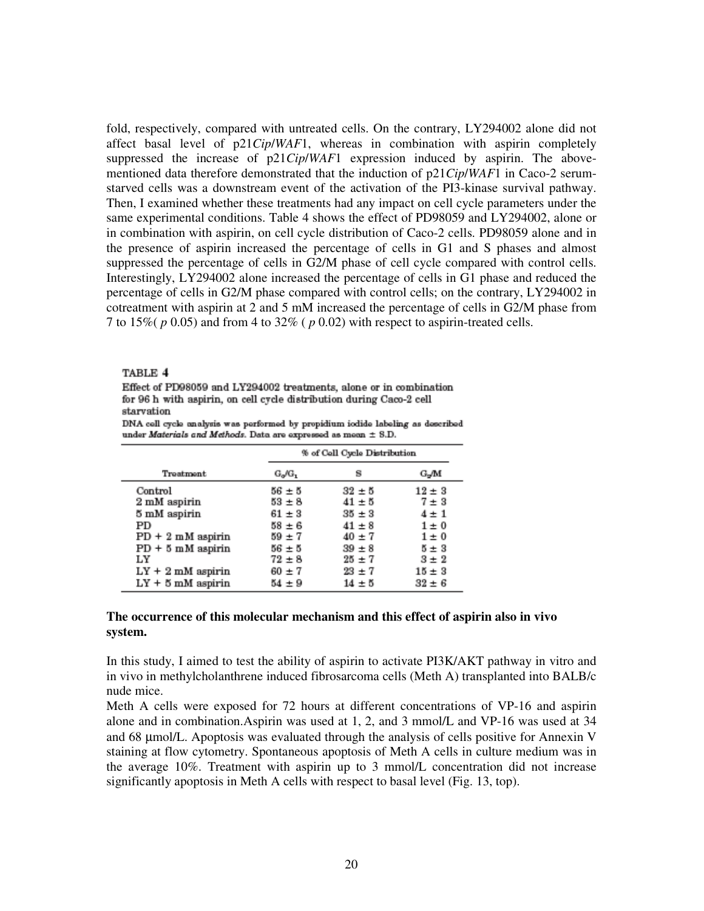fold, respectively, compared with untreated cells. On the contrary, LY294002 alone did not affect basal level of p21*Cip*/*WAF*1, whereas in combination with aspirin completely suppressed the increase of p21*Cip*/*WAF*1 expression induced by aspirin. The above-mentioned data therefore demonstrated that the induction of p21*Cip*/*WAF*1 in Caco-2 serum-starved cells was a downstream event of the activation of the PI3-kinase survival pathway. Then, I examined whether these treatments had any impact on cell cycle parameters under the same experimental conditions. Table 4 shows the effect of PD98059 and LY294002, alone or in combination with aspirin, on cell cycle distribution of Caco-2 cells. PD98059 alone and in the presence of aspirin increased the percentage of cells in G1 and S phases and almost suppressed the percentage of cells in G2/M phase of cell cycle compared with control cells. Interestingly, LY294002 alone increased the percentage of cells in G1 phase and reduced the percentage of cells in G2/M phase compared with control cells; on the contrary, LY294002 in cotreatment with aspirin at 2 and 5 mM increased the percentage of cells in G2/M phase from 7 to 15%( *p* 0.05) and from 4 to 32% ( *p* 0.02) with respect to aspirin-treated cells.

TABLE 4

Effect of PD98059 and LY294002 treatments, alone or in combination for 96 h with aspirin, on cell cycle distribution during Caco-2 cell starvation

DNA cell cycle analysis was performed by propidium iodide labeling as described under *Materials and Methods*. Data are expressed as mean ± S.D.

| Treatment | % of Cell Cycle Distribution | | |
|---|---|---|---|
| | $G_0/G_1$ | S | $G_2/M$ |
| Control | 56 ± 5 | 32 ± 5 | 12 ± 3 |
| 2 mM aspirin | 53 ± 8 | 41 ± 5 | 7 ± 3 |
| 5 mM aspirin | 61 ± 3 | 35 ± 3 | 4 ± 1 |
| PD | 58 ± 6 | 41 ± 8 | 1 ± 0 |
| PD + 2 mM aspirin | 59 ± 7 | 40 ± 7 | 1 ± 0 |
| PD + 5 mM aspirin | 56 ± 5 | 39 ± 8 | 5 ± 3 |
| LY | 72 ± 8 | 25 ± 7 | 3 ± 2 |
| LY + 2 mM aspirin | 60 ± 7 | 23 ± 7 | 15 ± 3 |
| LY + 5 mM aspirin | 54 ± 9 | 14 ± 5 | 32 ± 6 |

**The occurrence of this molecular mechanism and this effect of aspirin also in vivo system.**

In this study, I aimed to test the ability of aspirin to activate PI3K/AKT pathway in vitro and in vivo in methylcholanthrene induced fibrosarcoma cells (Meth A) transplanted into BALB/c nude mice.

Meth A cells were exposed for 72 hours at different concentrations of VP-16 and aspirin alone and in combination.Aspirin was used at 1, 2, and 3 mmol/L and VP-16 was used at 34 and 68 μmol/L. Apoptosis was evaluated through the analysis of cells positive for Annexin V staining at flow cytometry. Spontaneous apoptosis of Meth A cells in culture medium was in the average 10%. Treatment with aspirin up to 3 mmol/L concentration did not increase significantly apoptosis in Meth A cells with respect to basal level (Fig. 13, top).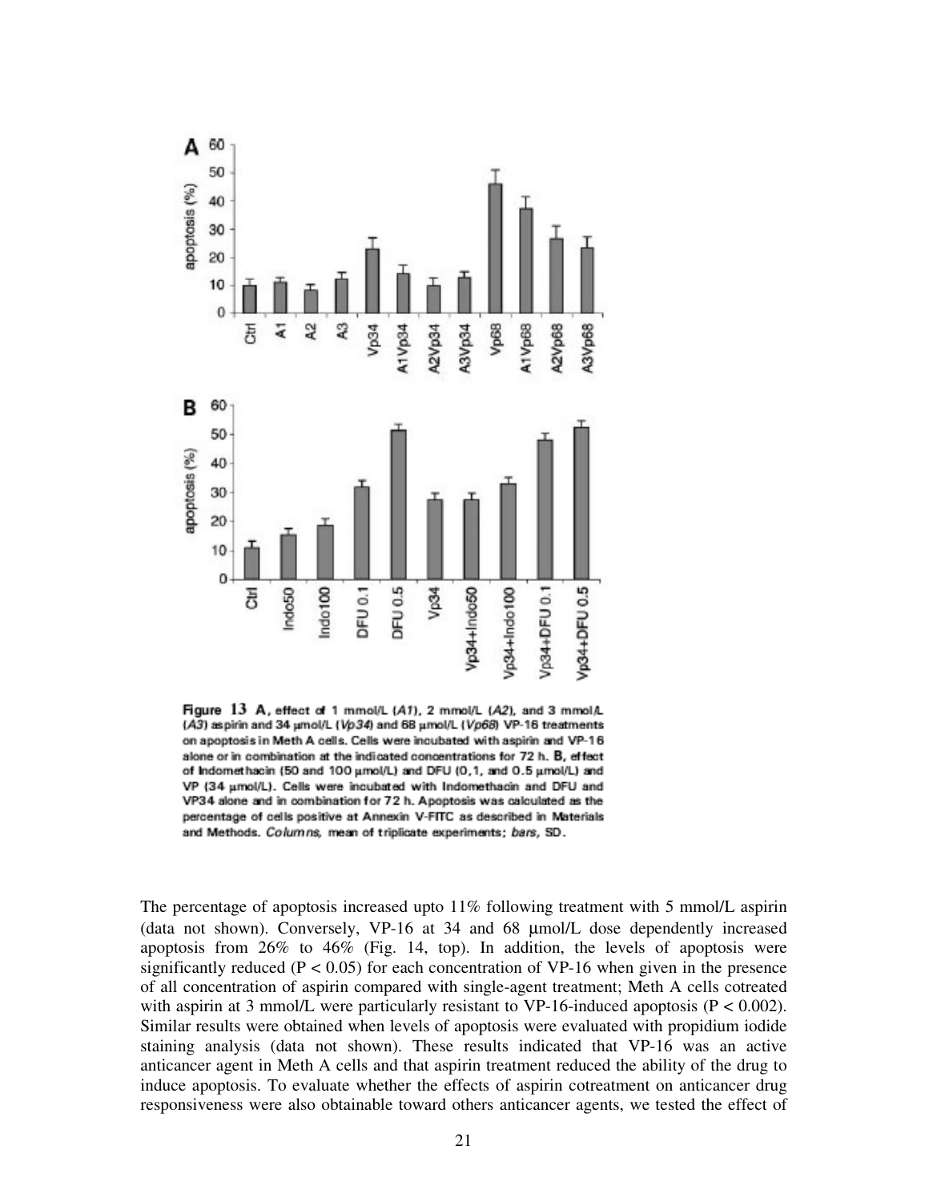Figure 13 A, effect of 1 mmol/L (*A1*), 2 mmol/L (*A2*), and 3 mmol/L (*A3*) aspirin and 34 μmol/L (*Vp34*) and 68 μmol/L (*Vp68*) VP-16 treatments on apoptosis in Meth A cells. Cells were incubated with aspirin and VP-16 alone or in combination at the indicated concentrations for 72 h. B, effect of Indomethacin (50 and 100 μmol/L) and DFU (0,1, and 0.5 μmol/L) and VP (34 μmol/L). Cells were incubated with Indomethacin and DFU and VP34 alone and in combination for 72 h. Apoptosis was calculated as the percentage of cells positive at Annexin V-FITC as described in Materials and Methods. *Columns*, mean of triplicate experiments; *bars*, SD.

The percentage of apoptosis increased upto 11% following treatment with 5 mmol/L aspirin (data not shown). Conversely, VP-16 at 34 and 68 μmol/L dose dependently increased apoptosis from 26% to 46% (Fig. 14, top). In addition, the levels of apoptosis were significantly reduced ($P < 0.05$) for each concentration of VP-16 when given in the presence of all concentration of aspirin compared with single-agent treatment; Meth A cells cotreated with aspirin at 3 mmol/L were particularly resistant to VP-16-induced apoptosis ($P < 0.002$). Similar results were obtained when levels of apoptosis were evaluated with propidium iodide staining analysis (data not shown). These results indicated that VP-16 was an active anticancer agent in Meth A cells and that aspirin treatment reduced the ability of the drug to induce apoptosis. To evaluate whether the effects of aspirin cotreatment on anticancer drug responsiveness were also obtainable toward others anticancer agents, we tested the effect of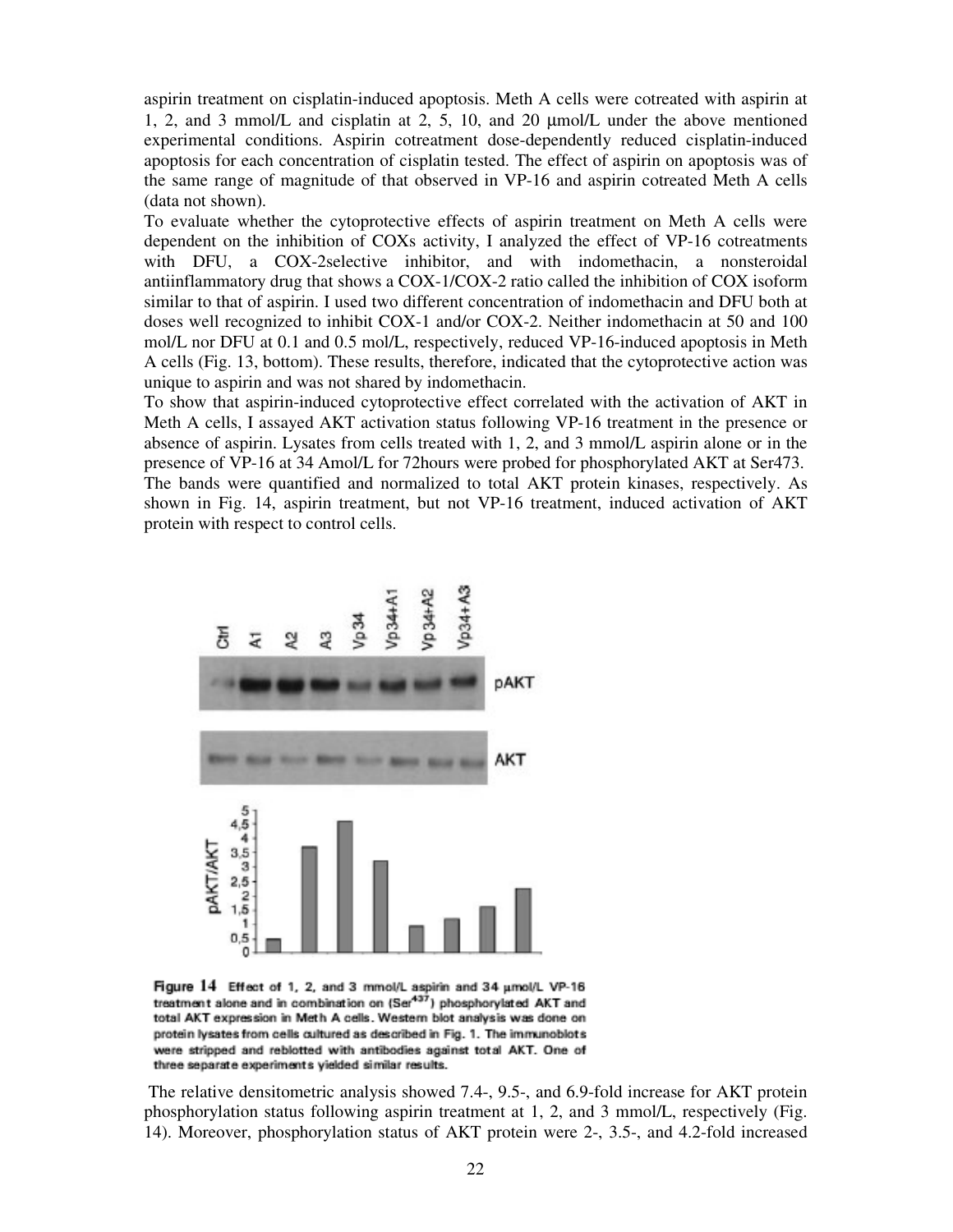aspirin treatment on cisplatin-induced apoptosis. Meth A cells were cotreated with aspirin at 1, 2, and 3 mmol/L and cisplatin at 2, 5, 10, and 20 μmol/L under the above mentioned experimental conditions. Aspirin cotreatment dose-dependently reduced cisplatin-induced apoptosis for each concentration of cisplatin tested. The effect of aspirin on apoptosis was of the same range of magnitude of that observed in VP-16 and aspirin cotreated Meth A cells (data not shown).

To evaluate whether the cytoprotective effects of aspirin treatment on Meth A cells were dependent on the inhibition of COXs activity, I analyzed the effect of VP-16 cotreatments with DFU, a COX-2selective inhibitor, and with indomethacin, a nonsteroidal antiinflammatory drug that shows a COX-1/COX-2 ratio called the inhibition of COX isoform similar to that of aspirin. I used two different concentration of indomethacin and DFU both at doses well recognized to inhibit COX-1 and/or COX-2. Neither indomethacin at 50 and 100 mol/L nor DFU at 0.1 and 0.5 mol/L, respectively, reduced VP-16-induced apoptosis in Meth A cells (Fig. 13, bottom). These results, therefore, indicated that the cytoprotective action was unique to aspirin and was not shared by indomethacin.

To show that aspirin-induced cytoprotective effect correlated with the activation of AKT in Meth A cells, I assayed AKT activation status following VP-16 treatment in the presence or absence of aspirin. Lysates from cells treated with 1, 2, and 3 mmol/L aspirin alone or in the presence of VP-16 at 34 Amol/L for 72hours were probed for phosphorylated AKT at Ser473. The bands were quantified and normalized to total AKT protein kinases, respectively. As shown in Fig. 14, aspirin treatment, but not VP-16 treatment, induced activation of AKT protein with respect to control cells.

**Figure 14** Effect of 1, 2, and 3 mmol/L aspirin and 34 μmol/L VP-16 treatment alone and in combination on (Ser[437]) phosphorylated AKT and total AKT expression in Meth A cells. Western blot analysis was done on protein lysates from cells cultured as described in Fig. 1. The immunoblots were stripped and reblotted with antibodies against total AKT. One of three separate experiments yielded similar results.

The relative densitometric analysis showed 7.4-, 9.5-, and 6.9-fold increase for AKT protein phosphorylation status following aspirin treatment at 1, 2, and 3 mmol/L, respectively (Fig. 14). Moreover, phosphorylation status of AKT protein were 2-, 3.5-, and 4.2-fold increased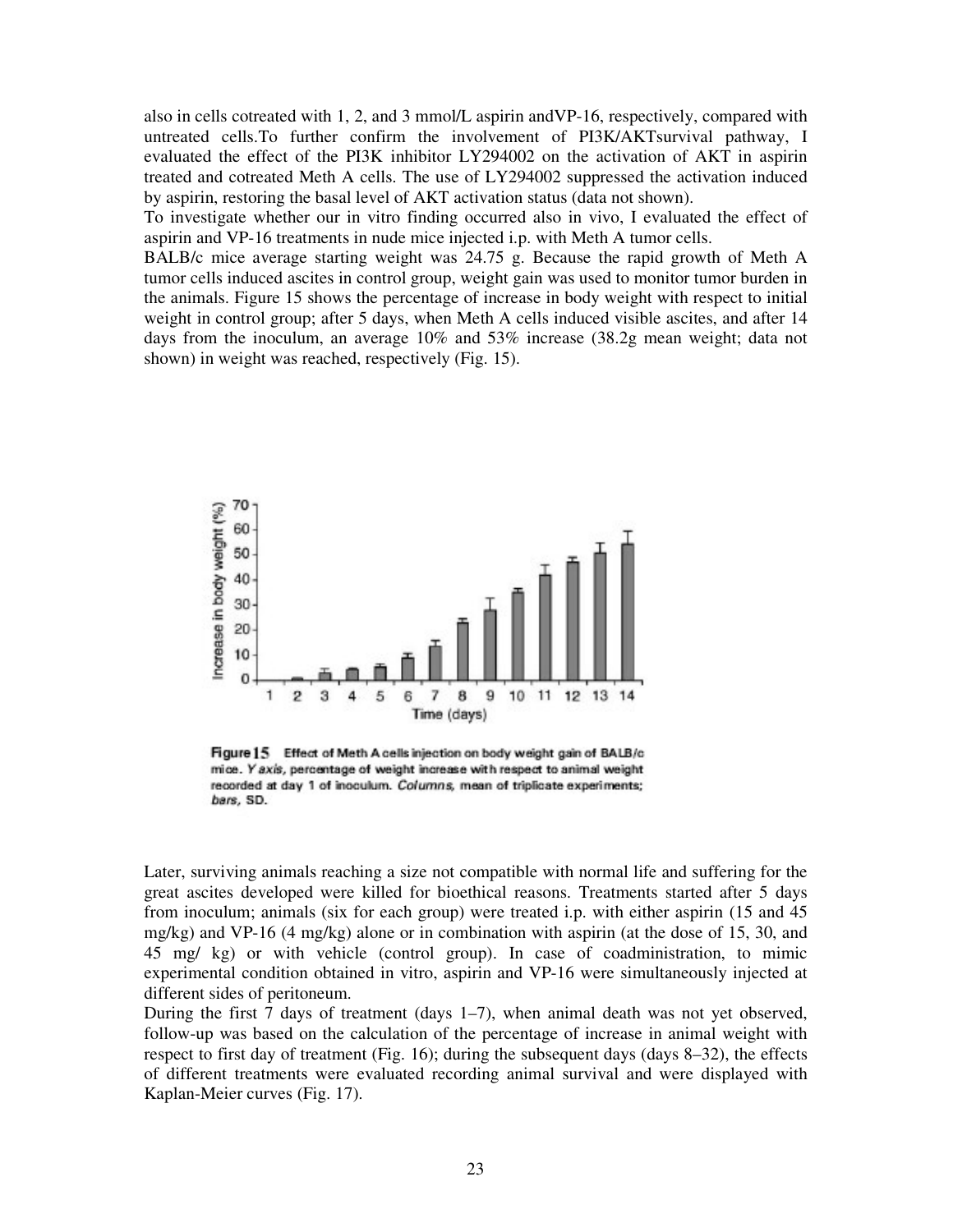also in cells cotreated with 1, 2, and 3 mmol/L aspirin andVP-16, respectively, compared with untreated cells.To further confirm the involvement of PI3K/AKTsurvival pathway, I evaluated the effect of the PI3K inhibitor LY294002 on the activation of AKT in aspirin treated and cotreated Meth A cells. The use of LY294002 suppressed the activation induced by aspirin, restoring the basal level of AKT activation status (data not shown).

To investigate whether our in vitro finding occurred also in vivo, I evaluated the effect of aspirin and VP-16 treatments in nude mice injected i.p. with Meth A tumor cells.

BALB/c mice average starting weight was 24.75 g. Because the rapid growth of Meth A tumor cells induced ascites in control group, weight gain was used to monitor tumor burden in the animals. Figure 15 shows the percentage of increase in body weight with respect to initial weight in control group; after 5 days, when Meth A cells induced visible ascites, and after 14 days from the inoculum, an average 10% and 53% increase (38.2g mean weight; data not shown) in weight was reached, respectively (Fig. 15).

**Figure 15** Effect of Meth A cells injection on body weight gain of BALB/c mice. *Y axis*, percentage of weight increase with respect to animal weight recorded at day 1 of inoculum. *Columns*, mean of triplicate experiments; *bars*, SD.

Later, surviving animals reaching a size not compatible with normal life and suffering for the great ascites developed were killed for bioethical reasons. Treatments started after 5 days from inoculum; animals (six for each group) were treated i.p. with either aspirin (15 and 45 mg/kg) and VP-16 (4 mg/kg) alone or in combination with aspirin (at the dose of 15, 30, and 45 mg/ kg) or with vehicle (control group). In case of coadministration, to mimic experimental condition obtained in vitro, aspirin and VP-16 were simultaneously injected at different sides of peritoneum.

During the first 7 days of treatment (days 1–7), when animal death was not yet observed, follow-up was based on the calculation of the percentage of increase in animal weight with respect to first day of treatment (Fig. 16); during the subsequent days (days 8–32), the effects of different treatments were evaluated recording animal survival and were displayed with Kaplan-Meier curves (Fig. 17).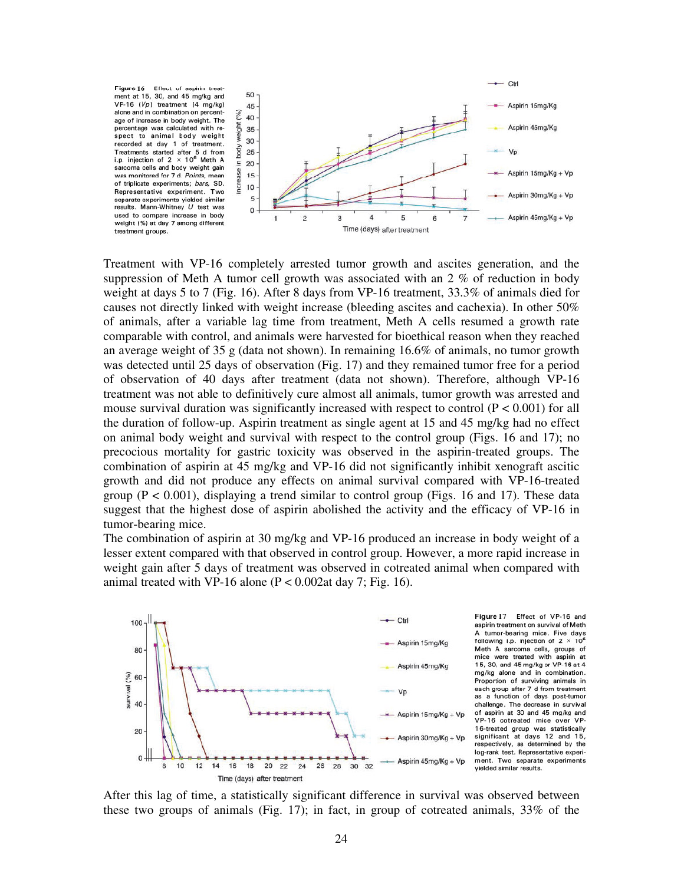**Figure 16** Effect of aspirin treatment at 15, 30, and 45 mg/kg and VP-16 (*Vp*) treatment (4 mg/kg) alone and in combination on percentage of increase in body weight. The percentage was calculated with respect to animal body weight recorded at day 1 of treatment. Treatments started after 5 d from i.p. injection of 2 × $10^6$ Meth A sarcoma cells and body weight gain was monitored for 7 d. *Points,* mean of triplicate experiments; *bars,* SD. Representative experiment. Two separate experiments yielded similar results. Mann-Whitney *U* test was used to compare increase in body weight (%) at day 7 among different treatment groups.

Treatment with VP-16 completely arrested tumor growth and ascites generation, and the suppression of Meth A tumor cell growth was associated with an 2 % of reduction in body weight at days 5 to 7 (Fig. 16). After 8 days from VP-16 treatment, 33.3% of animals died for causes not directly linked with weight increase (bleeding ascites and cachexia). In other 50% of animals, after a variable lag time from treatment, Meth A cells resumed a growth rate comparable with control, and animals were harvested for bioethical reason when they reached an average weight of 35 g (data not shown). In remaining 16.6% of animals, no tumor growth was detected until 25 days of observation (Fig. 17) and they remained tumor free for a period of observation of 40 days after treatment (data not shown). Therefore, although VP-16 treatment was not able to definitively cure almost all animals, tumor growth was arrested and mouse survival duration was significantly increased with respect to control ($P < 0.001$) for all the duration of follow-up. Aspirin treatment as single agent at 15 and 45 mg/kg had no effect on animal body weight and survival with respect to the control group (Figs. 16 and 17); no precocious mortality for gastric toxicity was observed in the aspirin-treated groups. The combination of aspirin at 45 mg/kg and VP-16 did not significantly inhibit xenograft ascitic growth and did not produce any effects on animal survival compared with VP-16-treated group ($P < 0.001$), displaying a trend similar to control group (Figs. 16 and 17). These data suggest that the highest dose of aspirin abolished the activity and the efficacy of VP-16 in tumor-bearing mice.

The combination of aspirin at 30 mg/kg and VP-16 produced an increase in body weight of a lesser extent compared with that observed in control group. However, a more rapid increase in weight gain after 5 days of treatment was observed in cotreated animal when compared with animal treated with VP-16 alone ($P < 0.002$at day 7; Fig. 16).

**Figure 17** Effect of VP-16 and aspirin treatment on survival of Meth A tumor-bearing mice. Five days following i.p. injection of 2 × $10^6$ Meth A sarcoma cells, groups of mice were treated with aspirin at 15, 30, and 45 mg/kg or VP-16 at 4 mg/kg alone and in combination. Proportion of surviving animals in each group after 7 d from treatment as a function of days post-tumor challenge. The decrease in survival of aspirin at 30 and 45 mg/kg and VP-16 cotreated mice over VP-16-treated group was statistically significant at days 12 and 15, respectively, as determined by the log-rank test. Representative experiment. Two separate experiments yielded similar results.

After this lag of time, a statistically significant difference in survival was observed between these two groups of animals (Fig. 17); in fact, in group of cotreated animals, 33% of the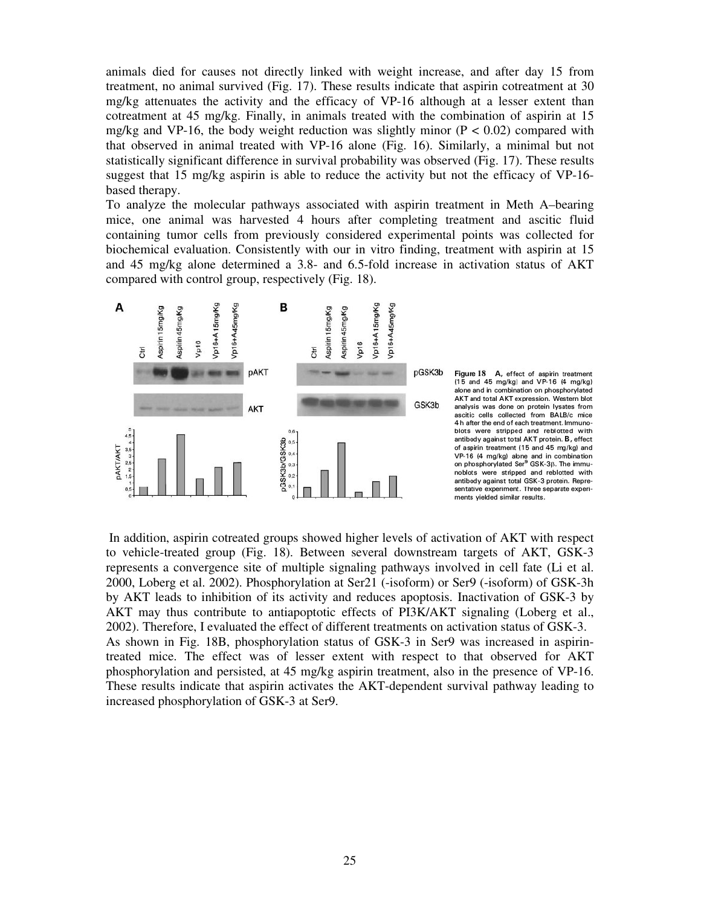animals died for causes not directly linked with weight increase, and after day 15 from treatment, no animal survived (Fig. 17). These results indicate that aspirin cotreatment at 30 mg/kg attenuates the activity and the efficacy of VP-16 although at a lesser extent than cotreatment at 45 mg/kg. Finally, in animals treated with the combination of aspirin at 15 mg/kg and VP-16, the body weight reduction was slightly minor ($P < 0.02$) compared with that observed in animal treated with VP-16 alone (Fig. 16). Similarly, a minimal but not statistically significant difference in survival probability was observed (Fig. 17). These results suggest that 15 mg/kg aspirin is able to reduce the activity but not the efficacy of VP-16-based therapy.

To analyze the molecular pathways associated with aspirin treatment in Meth A–bearing mice, one animal was harvested 4 hours after completing treatment and ascitic fluid containing tumor cells from previously considered experimental points was collected for biochemical evaluation. Consistently with our in vitro finding, treatment with aspirin at 15 and 45 mg/kg alone determined a 3.8- and 6.5-fold increase in activation status of AKT compared with control group, respectively (Fig. 18).

**Figure 18** **A**, effect of aspirin treatment (15 and 45 mg/kg) and VP-16 (4 mg/kg) alone and in combination on phosphorylated AKT and total AKT expression. Western blot analysis was done on protein lysates from ascitic cells collected from BALB/c mice 4 h after the end of each treatment. Immunoblots were stripped and reblotted with antibody against total AKT protein. **B**, effect of aspirin treatment (15 and 45 mg/kg) and VP-16 (4 mg/kg) alone and in combination on phosphorylated Ser[9] GSK-3β. The immunoblots were stripped and reblotted with antibody against total GSK-3 protein. Representative experiment. Three separate experiments yielded similar results.

In addition, aspirin cotreated groups showed higher levels of activation of AKT with respect to vehicle-treated group (Fig. 18). Between several downstream targets of AKT, GSK-3 represents a convergence site of multiple signaling pathways involved in cell fate (Li et al. 2000, Loberg et al. 2002). Phosphorylation at Ser21 (-isoform) or Ser9 (-isoform) of GSK-3h by AKT leads to inhibition of its activity and reduces apoptosis. Inactivation of GSK-3 by AKT may thus contribute to antiapoptotic effects of PI3K/AKT signaling (Loberg et al., 2002). Therefore, I evaluated the effect of different treatments on activation status of GSK-3.

As shown in Fig. 18B, phosphorylation status of GSK-3 in Ser9 was increased in aspirin-treated mice. The effect was of lesser extent with respect to that observed for AKT phosphorylation and persisted, at 45 mg/kg aspirin treatment, also in the presence of VP-16. These results indicate that aspirin activates the AKT-dependent survival pathway leading to increased phosphorylation of GSK-3 at Ser9.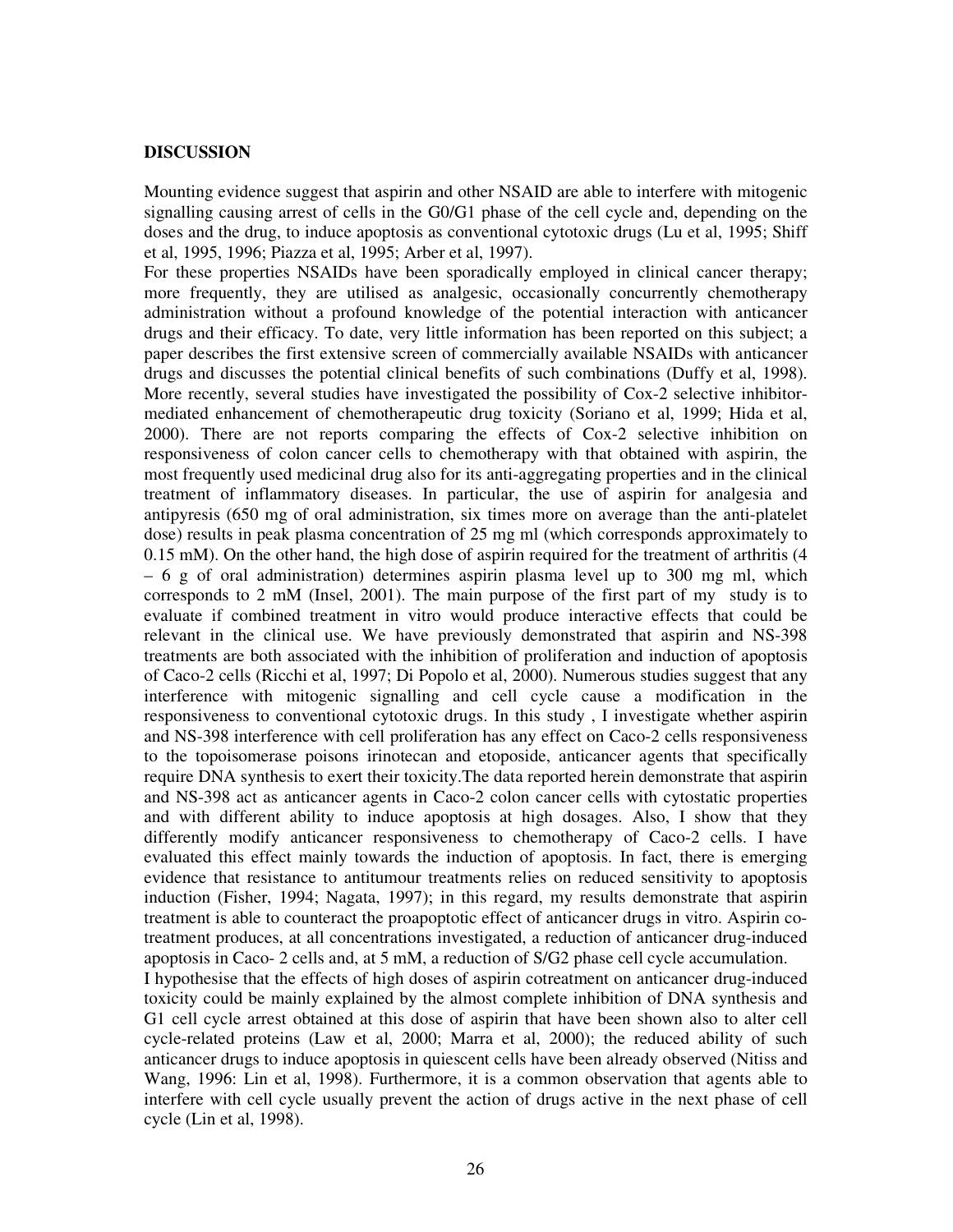**DISCUSSION**

Mounting evidence suggest that aspirin and other NSAID are able to interfere with mitogenic signalling causing arrest of cells in the G0/G1 phase of the cell cycle and, depending on the doses and the drug, to induce apoptosis as conventional cytotoxic drugs (Lu et al, 1995; Shiff et al, 1995, 1996; Piazza et al, 1995; Arber et al, 1997).

For these properties NSAIDs have been sporadically employed in clinical cancer therapy; more frequently, they are utilised as analgesic, occasionally concurrently chemotherapy administration without a profound knowledge of the potential interaction with anticancer drugs and their efficacy. To date, very little information has been reported on this subject; a paper describes the first extensive screen of commercially available NSAIDs with anticancer drugs and discusses the potential clinical benefits of such combinations (Duffy et al, 1998). More recently, several studies have investigated the possibility of Cox-2 selective inhibitor-mediated enhancement of chemotherapeutic drug toxicity (Soriano et al, 1999; Hida et al, 2000). There are not reports comparing the effects of Cox-2 selective inhibition on responsiveness of colon cancer cells to chemotherapy with that obtained with aspirin, the most frequently used medicinal drug also for its anti-aggregating properties and in the clinical treatment of inflammatory diseases. In particular, the use of aspirin for analgesia and antipyresis (650 mg of oral administration, six times more on average than the anti-platelet dose) results in peak plasma concentration of 25 mg ml (which corresponds approximately to 0.15 mM). On the other hand, the high dose of aspirin required for the treatment of arthritis (4 – 6 g of oral administration) determines aspirin plasma level up to 300 mg ml, which corresponds to 2 mM (Insel, 2001). The main purpose of the first part of my study is to evaluate if combined treatment in vitro would produce interactive effects that could be relevant in the clinical use. We have previously demonstrated that aspirin and NS-398 treatments are both associated with the inhibition of proliferation and induction of apoptosis of Caco-2 cells (Ricchi et al, 1997; Di Popolo et al, 2000). Numerous studies suggest that any interference with mitogenic signalling and cell cycle cause a modification in the responsiveness to conventional cytotoxic drugs. In this study , I investigate whether aspirin and NS-398 interference with cell proliferation has any effect on Caco-2 cells responsiveness to the topoisomerase poisons irinotecan and etoposide, anticancer agents that specifically require DNA synthesis to exert their toxicity.The data reported herein demonstrate that aspirin and NS-398 act as anticancer agents in Caco-2 colon cancer cells with cytostatic properties and with different ability to induce apoptosis at high dosages. Also, I show that they differently modify anticancer responsiveness to chemotherapy of Caco-2 cells. I have evaluated this effect mainly towards the induction of apoptosis. In fact, there is emerging evidence that resistance to antitumour treatments relies on reduced sensitivity to apoptosis induction (Fisher, 1994; Nagata, 1997); in this regard, my results demonstrate that aspirin treatment is able to counteract the proapoptotic effect of anticancer drugs in vitro. Aspirin co-treatment produces, at all concentrations investigated, a reduction of anticancer drug-induced apoptosis in Caco- 2 cells and, at 5 mM, a reduction of S/G2 phase cell cycle accumulation.

I hypothesise that the effects of high doses of aspirin cotreatment on anticancer drug-induced toxicity could be mainly explained by the almost complete inhibition of DNA synthesis and G1 cell cycle arrest obtained at this dose of aspirin that have been shown also to alter cell cycle-related proteins (Law et al, 2000; Marra et al, 2000); the reduced ability of such anticancer drugs to induce apoptosis in quiescent cells have been already observed (Nitiss and Wang, 1996: Lin et al, 1998). Furthermore, it is a common observation that agents able to interfere with cell cycle usually prevent the action of drugs active in the next phase of cell cycle (Lin et al, 1998).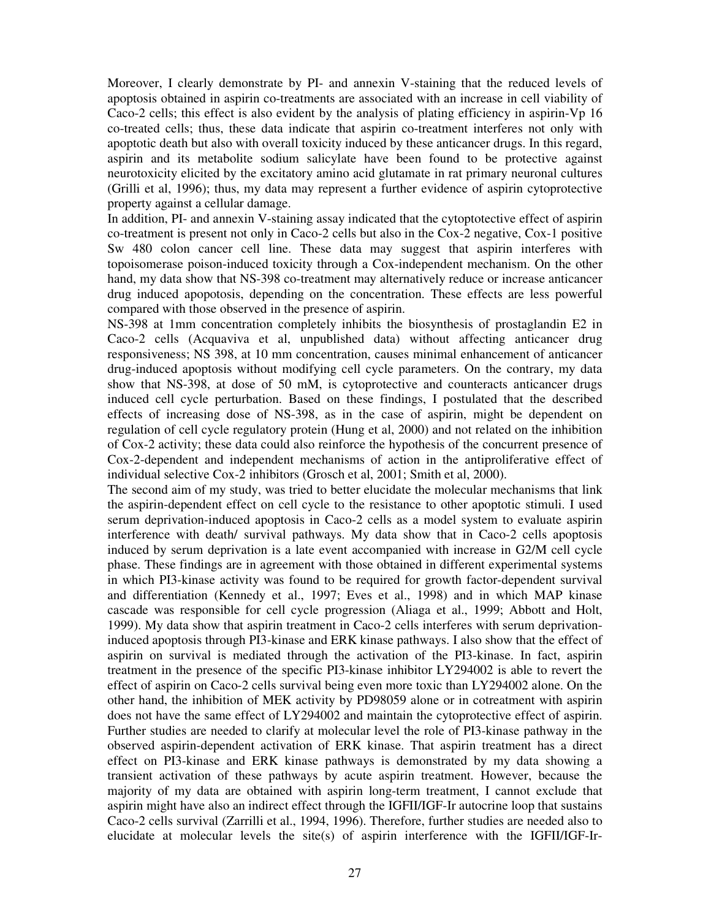Moreover, I clearly demonstrate by PI- and annexin V-staining that the reduced levels of apoptosis obtained in aspirin co-treatments are associated with an increase in cell viability of Caco-2 cells; this effect is also evident by the analysis of plating efficiency in aspirin-Vp 16 co-treated cells; thus, these data indicate that aspirin co-treatment interferes not only with apoptotic death but also with overall toxicity induced by these anticancer drugs. In this regard, aspirin and its metabolite sodium salicylate have been found to be protective against neurotoxicity elicited by the excitatory amino acid glutamate in rat primary neuronal cultures (Grilli et al, 1996); thus, my data may represent a further evidence of aspirin cytoprotective property against a cellular damage.

In addition, PI- and annexin V-staining assay indicated that the cytoptotective effect of aspirin co-treatment is present not only in Caco-2 cells but also in the Cox-2 negative, Cox-1 positive Sw 480 colon cancer cell line. These data may suggest that aspirin interferes with topoisomerase poison-induced toxicity through a Cox-independent mechanism. On the other hand, my data show that NS-398 co-treatment may alternatively reduce or increase anticancer drug induced apoptosis, depending on the concentration. These effects are less powerful compared with those observed in the presence of aspirin.

NS-398 at 1mm concentration completely inhibits the biosynthesis of prostaglandin E2 in Caco-2 cells (Acquaviva et al, unpublished data) without affecting anticancer drug responsiveness; NS 398, at 10 mm concentration, causes minimal enhancement of anticancer drug-induced apoptosis without modifying cell cycle parameters. On the contrary, my data show that NS-398, at dose of 50 mM, is cytoprotective and counteracts anticancer drugs induced cell cycle perturbation. Based on these findings, I postulated that the described effects of increasing dose of NS-398, as in the case of aspirin, might be dependent on regulation of cell cycle regulatory protein (Hung et al, 2000) and not related on the inhibition of Cox-2 activity; these data could also reinforce the hypothesis of the concurrent presence of Cox-2-dependent and independent mechanisms of action in the antiproliferative effect of individual selective Cox-2 inhibitors (Grosch et al, 2001; Smith et al, 2000).

The second aim of my study, was tried to better elucidate the molecular mechanisms that link the aspirin-dependent effect on cell cycle to the resistance to other apoptotic stimuli. I used serum deprivation-induced apoptosis in Caco-2 cells as a model system to evaluate aspirin interference with death/ survival pathways. My data show that in Caco-2 cells apoptosis induced by serum deprivation is a late event accompanied with increase in G2/M cell cycle phase. These findings are in agreement with those obtained in different experimental systems in which PI3-kinase activity was found to be required for growth factor-dependent survival and differentiation (Kennedy et al., 1997; Eves et al., 1998) and in which MAP kinase cascade was responsible for cell cycle progression (Aliaga et al., 1999; Abbott and Holt, 1999). My data show that aspirin treatment in Caco-2 cells interferes with serum deprivation-induced apoptosis through PI3-kinase and ERK kinase pathways. I also show that the effect of aspirin on survival is mediated through the activation of the PI3-kinase. In fact, aspirin treatment in the presence of the specific PI3-kinase inhibitor LY294002 is able to revert the effect of aspirin on Caco-2 cells survival being even more toxic than LY294002 alone. On the other hand, the inhibition of MEK activity by PD98059 alone or in cotreatment with aspirin does not have the same effect of LY294002 and maintain the cytoprotective effect of aspirin. Further studies are needed to clarify at molecular level the role of PI3-kinase pathway in the observed aspirin-dependent activation of ERK kinase. That aspirin treatment has a direct effect on PI3-kinase and ERK kinase pathways is demonstrated by my data showing a transient activation of these pathways by acute aspirin treatment. However, because the majority of my data are obtained with aspirin long-term treatment, I cannot exclude that aspirin might have also an indirect effect through the IGFII/IGF-Ir autocrine loop that sustains Caco-2 cells survival (Zarrilli et al., 1994, 1996). Therefore, further studies are needed also to elucidate at molecular levels the site(s) of aspirin interference with the IGFII/IGF-Ir-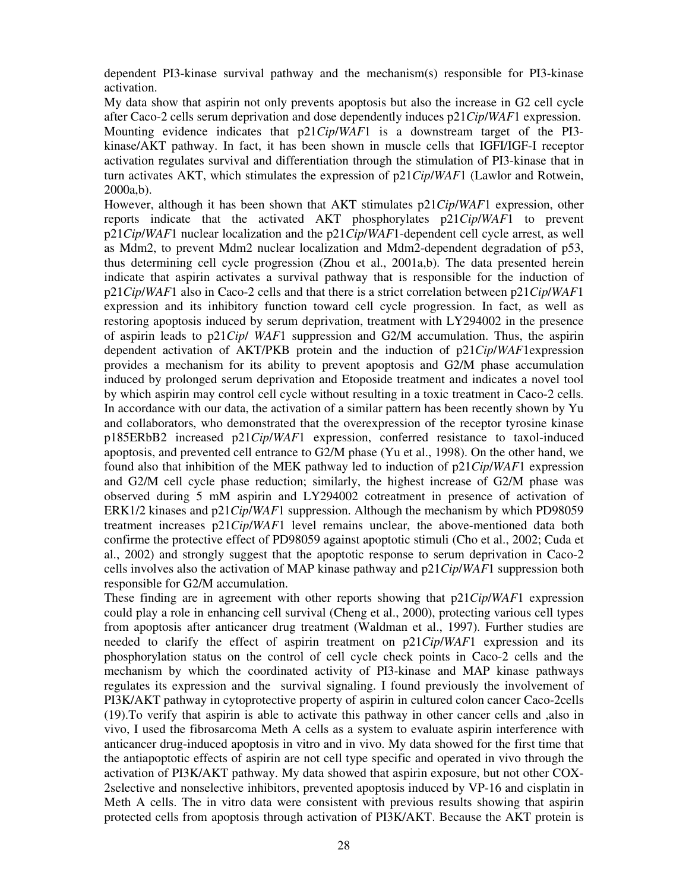dependent PI3-kinase survival pathway and the mechanism(s) responsible for PI3-kinase activation.

My data show that aspirin not only prevents apoptosis but also the increase in G2 cell cycle after Caco-2 cells serum deprivation and dose dependently induces p21*Cip*/*WAF*1 expression. Mounting evidence indicates that p21*Cip*/*WAF*1 is a downstream target of the PI3-kinase/AKT pathway. In fact, it has been shown in muscle cells that IGFI/IGF-I receptor activation regulates survival and differentiation through the stimulation of PI3-kinase that in turn activates AKT, which stimulates the expression of p21*Cip*/*WAF*1 (Lawlor and Rotwein, 2000a,b).

However, although it has been shown that AKT stimulates p21*Cip*/*WAF*1 expression, other reports indicate that the activated AKT phosphorylates p21*Cip*/*WAF*1 to prevent p21*Cip*/*WAF*1 nuclear localization and the p21*Cip*/*WAF*1-dependent cell cycle arrest, as well as Mdm2, to prevent Mdm2 nuclear localization and Mdm2-dependent degradation of p53, thus determining cell cycle progression (Zhou et al., 2001a,b). The data presented herein indicate that aspirin activates a survival pathway that is responsible for the induction of p21*Cip*/*WAF*1 also in Caco-2 cells and that there is a strict correlation between p21*Cip*/*WAF*1 expression and its inhibitory function toward cell cycle progression. In fact, as well as restoring apoptosis induced by serum deprivation, treatment with LY294002 in the presence of aspirin leads to p21*Cip*/ *WAF*1 suppression and G2/M accumulation. Thus, the aspirin dependent activation of AKT/PKB protein and the induction of p21*Cip*/*WAF*1expression provides a mechanism for its ability to prevent apoptosis and G2/M phase accumulation induced by prolonged serum deprivation and Etoposide treatment and indicates a novel tool by which aspirin may control cell cycle without resulting in a toxic treatment in Caco-2 cells. In accordance with our data, the activation of a similar pattern has been recently shown by Yu and collaborators, who demonstrated that the overexpression of the receptor tyrosine kinase p185ERbB2 increased p21*Cip*/*WAF*1 expression, conferred resistance to taxol-induced apoptosis, and prevented cell entrance to G2/M phase (Yu et al., 1998). On the other hand, we found also that inhibition of the MEK pathway led to induction of p21*Cip*/*WAF*1 expression and G2/M cell cycle phase reduction; similarly, the highest increase of G2/M phase was observed during 5 mM aspirin and LY294002 cotreatment in presence of activation of ERK1/2 kinases and p21*Cip*/*WAF*1 suppression. Although the mechanism by which PD98059 treatment increases p21*Cip*/*WAF*1 level remains unclear, the above-mentioned data both confirme the protective effect of PD98059 against apoptotic stimuli (Cho et al., 2002; Cuda et al., 2002) and strongly suggest that the apoptotic response to serum deprivation in Caco-2 cells involves also the activation of MAP kinase pathway and p21*Cip*/*WAF*1 suppression both responsible for G2/M accumulation.

These finding are in agreement with other reports showing that p21*Cip*/*WAF*1 expression could play a role in enhancing cell survival (Cheng et al., 2000), protecting various cell types from apoptosis after anticancer drug treatment (Waldman et al., 1997). Further studies are needed to clarify the effect of aspirin treatment on p21*Cip*/*WAF*1 expression and its phosphorylation status on the control of cell cycle check points in Caco-2 cells and the mechanism by which the coordinated activity of PI3-kinase and MAP kinase pathways regulates its expression and the survival signaling. I found previously the involvement of PI3K/AKT pathway in cytoprotective property of aspirin in cultured colon cancer Caco-2cells (19).To verify that aspirin is able to activate this pathway in other cancer cells and ,also in vivo, I used the fibrosarcoma Meth A cells as a system to evaluate aspirin interference with anticancer drug-induced apoptosis in vitro and in vivo. My data showed for the first time that the antiapoptotic effects of aspirin are not cell type specific and operated in vivo through the activation of PI3K/AKT pathway. My data showed that aspirin exposure, but not other COX-2selective and nonselective inhibitors, prevented apoptosis induced by VP-16 and cisplatin in Meth A cells. The in vitro data were consistent with previous results showing that aspirin protected cells from apoptosis through activation of PI3K/AKT. Because the AKT protein is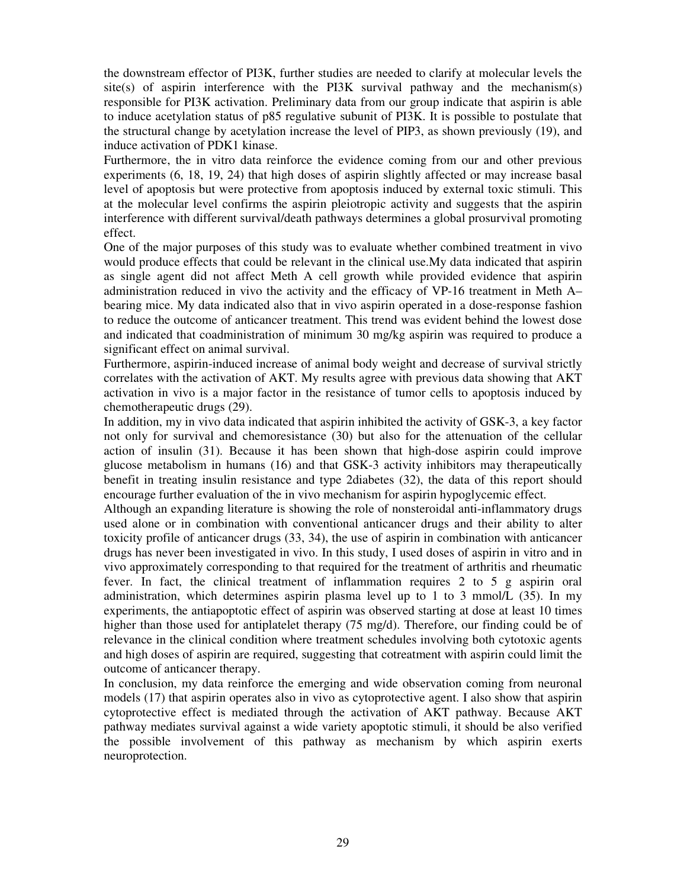the downstream effector of PI3K, further studies are needed to clarify at molecular levels the site(s) of aspirin interference with the PI3K survival pathway and the mechanism(s) responsible for PI3K activation. Preliminary data from our group indicate that aspirin is able to induce acetylation status of p85 regulative subunit of PI3K. It is possible to postulate that the structural change by acetylation increase the level of PIP3, as shown previously (19), and induce activation of PDK1 kinase.

Furthermore, the in vitro data reinforce the evidence coming from our and other previous experiments (6, 18, 19, 24) that high doses of aspirin slightly affected or may increase basal level of apoptosis but were protective from apoptosis induced by external toxic stimuli. This at the molecular level confirms the aspirin pleiotropic activity and suggests that the aspirin interference with different survival/death pathways determines a global prosurvival promoting effect.

One of the major purposes of this study was to evaluate whether combined treatment in vivo would produce effects that could be relevant in the clinical use.My data indicated that aspirin as single agent did not affect Meth A cell growth while provided evidence that aspirin administration reduced in vivo the activity and the efficacy of VP-16 treatment in Meth A–bearing mice. My data indicated also that in vivo aspirin operated in a dose-response fashion to reduce the outcome of anticancer treatment. This trend was evident behind the lowest dose and indicated that coadministration of minimum 30 mg/kg aspirin was required to produce a significant effect on animal survival.

Furthermore, aspirin-induced increase of animal body weight and decrease of survival strictly correlates with the activation of AKT. My results agree with previous data showing that AKT activation in vivo is a major factor in the resistance of tumor cells to apoptosis induced by chemotherapeutic drugs (29).

In addition, my in vivo data indicated that aspirin inhibited the activity of GSK-3, a key factor not only for survival and chemoresistance (30) but also for the attenuation of the cellular action of insulin (31). Because it has been shown that high-dose aspirin could improve glucose metabolism in humans (16) and that GSK-3 activity inhibitors may therapeutically benefit in treating insulin resistance and type 2diabetes (32), the data of this report should encourage further evaluation of the in vivo mechanism for aspirin hypoglycemic effect.

Although an expanding literature is showing the role of nonsteroidal anti-inflammatory drugs used alone or in combination with conventional anticancer drugs and their ability to alter toxicity profile of anticancer drugs (33, 34), the use of aspirin in combination with anticancer drugs has never been investigated in vivo. In this study, I used doses of aspirin in vitro and in vivo approximately corresponding to that required for the treatment of arthritis and rheumatic fever. In fact, the clinical treatment of inflammation requires 2 to 5 g aspirin oral administration, which determines aspirin plasma level up to 1 to 3 mmol/L (35). In my experiments, the antiapoptotic effect of aspirin was observed starting at dose at least 10 times higher than those used for antiplatelet therapy (75 mg/d). Therefore, our finding could be of relevance in the clinical condition where treatment schedules involving both cytotoxic agents and high doses of aspirin are required, suggesting that cotreatment with aspirin could limit the outcome of anticancer therapy.

In conclusion, my data reinforce the emerging and wide observation coming from neuronal models (17) that aspirin operates also in vivo as cytoprotective agent. I also show that aspirin cytoprotective effect is mediated through the activation of AKT pathway. Because AKT pathway mediates survival against a wide variety apoptotic stimuli, it should be also verified the possible involvement of this pathway as mechanism by which aspirin exerts neuroprotection.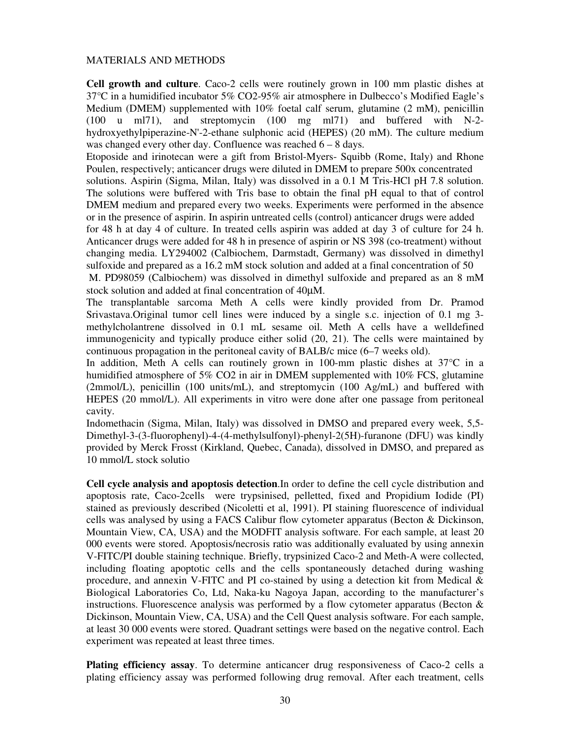MATERIALS AND METHODS

**Cell growth and culture**. Caco-2 cells were routinely grown in 100 mm plastic dishes at 37°C in a humidified incubator 5% CO2-95% air atmosphere in Dulbecco's Modified Eagle's Medium (DMEM) supplemented with 10% foetal calf serum, glutamine (2 mM), penicillin (100 u ml71), and streptomycin (100 mg ml71) and buffered with N-2-hydroxyethylpiperazine-N'-2-ethane sulphonic acid (HEPES) (20 mM). The culture medium was changed every other day. Confluence was reached 6 – 8 days.

Etoposide and irinotecan were a gift from Bristol-Myers- Squibb (Rome, Italy) and Rhone Poulen, respectively; anticancer drugs were diluted in DMEM to prepare 500x concentrated solutions. Aspirin (Sigma, Milan, Italy) was dissolved in a 0.1 M Tris-HCl pH 7.8 solution. The solutions were buffered with Tris base to obtain the final pH equal to that of control DMEM medium and prepared every two weeks. Experiments were performed in the absence or in the presence of aspirin. In aspirin untreated cells (control) anticancer drugs were added for 48 h at day 4 of culture. In treated cells aspirin was added at day 3 of culture for 24 h. Anticancer drugs were added for 48 h in presence of aspirin or NS 398 (co-treatment) without changing media. LY294002 (Calbiochem, Darmstadt, Germany) was dissolved in dimethyl sulfoxide and prepared as a 16.2 mM stock solution and added at a final concentration of 50 M. PD98059 (Calbiochem) was dissolved in dimethyl sulfoxide and prepared as an 8 mM stock solution and added at final concentration of 40μM.

The transplantable sarcoma Meth A cells were kindly provided from Dr. Pramod Srivastava.Original tumor cell lines were induced by a single s.c. injection of 0.1 mg 3-methylcholantrene dissolved in 0.1 mL sesame oil. Meth A cells have a welldefined immunogenicity and typically produce either solid (20, 21). The cells were maintained by continuous propagation in the peritoneal cavity of BALB/c mice (6–7 weeks old).

In addition, Meth A cells can routinely grown in 100-mm plastic dishes at 37°C in a humidified atmosphere of 5% CO2 in air in DMEM supplemented with 10% FCS, glutamine (2mmol/L), penicillin (100 units/mL), and streptomycin (100 Ag/mL) and buffered with HEPES (20 mmol/L). All experiments in vitro were done after one passage from peritoneal cavity.

Indomethacin (Sigma, Milan, Italy) was dissolved in DMSO and prepared every week, 5,5-Dimethyl-3-(3-fluorophenyl)-4-(4-methylsulfonyl)-phenyl-2(5H)-furanone (DFU) was kindly provided by Merck Frosst (Kirkland, Quebec, Canada), dissolved in DMSO, and prepared as 10 mmol/L stock solutio

**Cell cycle analysis and apoptosis detection**.In order to define the cell cycle distribution and apoptosis rate, Caco-2cells were trypsinised, pelletted, fixed and Propidium Iodide (PI) stained as previously described (Nicoletti et al, 1991). PI staining fluorescence of individual cells was analysed by using a FACS Calibur flow cytometer apparatus (Becton & Dickinson, Mountain View, CA, USA) and the MODFIT analysis software. For each sample, at least 20 000 events were stored. Apoptosis/necrosis ratio was additionally evaluated by using annexin V-FITC/PI double staining technique. Briefly, trypsinized Caco-2 and Meth-A were collected, including floating apoptotic cells and the cells spontaneously detached during washing procedure, and annexin V-FITC and PI co-stained by using a detection kit from Medical & Biological Laboratories Co, Ltd, Naka-ku Nagoya Japan, according to the manufacturer's instructions. Fluorescence analysis was performed by a flow cytometer apparatus (Becton & Dickinson, Mountain View, CA, USA) and the Cell Quest analysis software. For each sample, at least 30 000 events were stored. Quadrant settings were based on the negative control. Each experiment was repeated at least three times.

**Plating efficiency assay**. To determine anticancer drug responsiveness of Caco-2 cells a plating efficiency assay was performed following drug removal. After each treatment, cells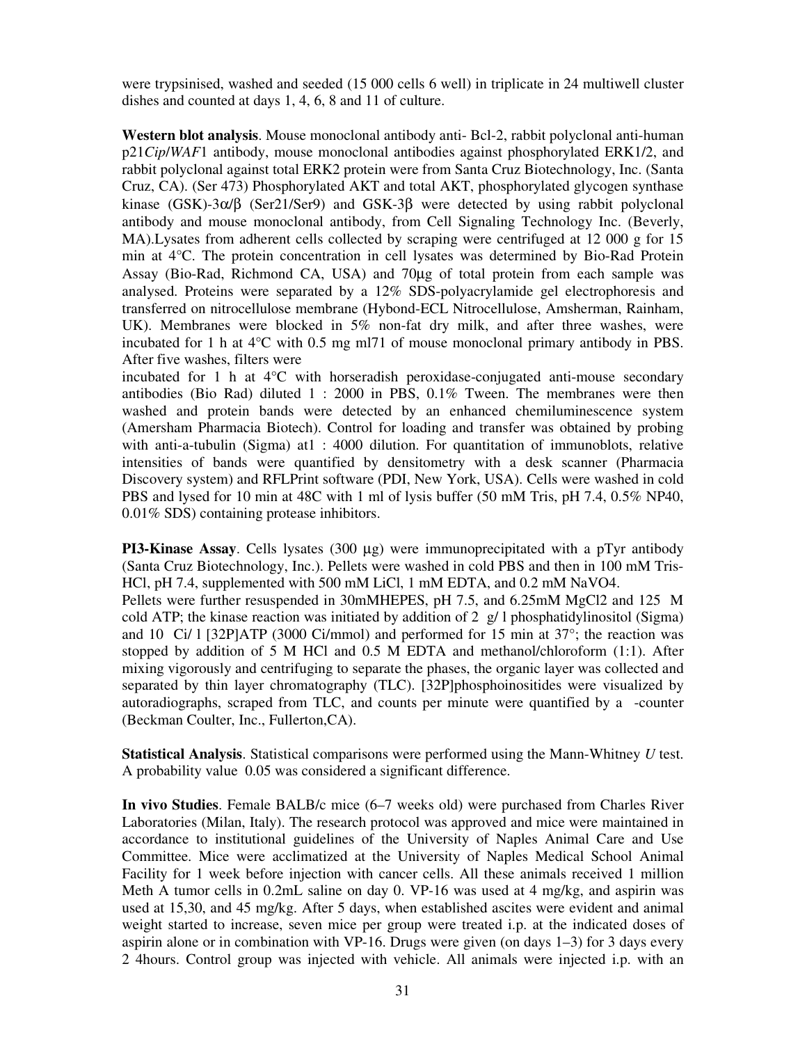were trypsinised, washed and seeded (15 000 cells 6 well) in triplicate in 24 multiwell cluster dishes and counted at days 1, 4, 6, 8 and 11 of culture.

**Western blot analysis**. Mouse monoclonal antibody anti- Bcl-2, rabbit polyclonal anti-human p21*Cip*/*WAF*1 antibody, mouse monoclonal antibodies against phosphorylated ERK1/2, and rabbit polyclonal against total ERK2 protein were from Santa Cruz Biotechnology, Inc. (Santa Cruz, CA). (Ser 473) Phosphorylated AKT and total AKT, phosphorylated glycogen synthase kinase (GSK)-3α/β (Ser21/Ser9) and GSK-3β were detected by using rabbit polyclonal antibody and mouse monoclonal antibody, from Cell Signaling Technology Inc. (Beverly, MA).Lysates from adherent cells collected by scraping were centrifuged at 12 000 g for 15 min at 4°C. The protein concentration in cell lysates was determined by Bio-Rad Protein Assay (Bio-Rad, Richmond CA, USA) and 70μg of total protein from each sample was analysed. Proteins were separated by a 12% SDS-polyacrylamide gel electrophoresis and transferred on nitrocellulose membrane (Hybond-ECL Nitrocellulose, Amsherman, Rainham, UK). Membranes were blocked in 5% non-fat dry milk, and after three washes, were incubated for 1 h at 4°C with 0.5 mg ml71 of mouse monoclonal primary antibody in PBS. After five washes, filters were
incubated for 1 h at 4°C with horseradish peroxidase-conjugated anti-mouse secondary antibodies (Bio Rad) diluted 1 : 2000 in PBS, 0.1% Tween. The membranes were then washed and protein bands were detected by an enhanced chemiluminescence system (Amersham Pharmacia Biotech). Control for loading and transfer was obtained by probing with anti-a-tubulin (Sigma) at1 : 4000 dilution. For quantitation of immunoblots, relative intensities of bands were quantified by densitometry with a desk scanner (Pharmacia Discovery system) and RFLPrint software (PDI, New York, USA). Cells were washed in cold PBS and lysed for 10 min at 48C with 1 ml of lysis buffer (50 mM Tris, pH 7.4, 0.5% NP40, 0.01% SDS) containing protease inhibitors.

**PI3-Kinase Assay**. Cells lysates (300 μg) were immunoprecipitated with a pTyr antibody (Santa Cruz Biotechnology, Inc.). Pellets were washed in cold PBS and then in 100 mM Tris-HCl, pH 7.4, supplemented with 500 mM LiCl, 1 mM EDTA, and 0.2 mM NaVO4.
Pellets were further resuspended in 30mMHEPES, pH 7.5, and 6.25mM MgCl2 and 125 M cold ATP; the kinase reaction was initiated by addition of 2 g/ l phosphatidylinositol (Sigma) and 10 Ci/ l [32P]ATP (3000 Ci/mmol) and performed for 15 min at 37°; the reaction was stopped by addition of 5 M HCl and 0.5 M EDTA and methanol/chloroform (1:1). After mixing vigorously and centrifuging to separate the phases, the organic layer was collected and separated by thin layer chromatography (TLC). [32P]phosphoinositides were visualized by autoradiographs, scraped from TLC, and counts per minute were quantified by a -counter (Beckman Coulter, Inc., Fullerton,CA).

**Statistical Analysis**. Statistical comparisons were performed using the Mann-Whitney *U* test. A probability value 0.05 was considered a significant difference.

**In vivo Studies**. Female BALB/c mice (6–7 weeks old) were purchased from Charles River Laboratories (Milan, Italy). The research protocol was approved and mice were maintained in accordance to institutional guidelines of the University of Naples Animal Care and Use Committee. Mice were acclimatized at the University of Naples Medical School Animal Facility for 1 week before injection with cancer cells. All these animals received 1 million Meth A tumor cells in 0.2mL saline on day 0. VP-16 was used at 4 mg/kg, and aspirin was used at 15,30, and 45 mg/kg. After 5 days, when established ascites were evident and animal weight started to increase, seven mice per group were treated i.p. at the indicated doses of aspirin alone or in combination with VP-16. Drugs were given (on days 1–3) for 3 days every 2 4hours. Control group was injected with vehicle. All animals were injected i.p. with an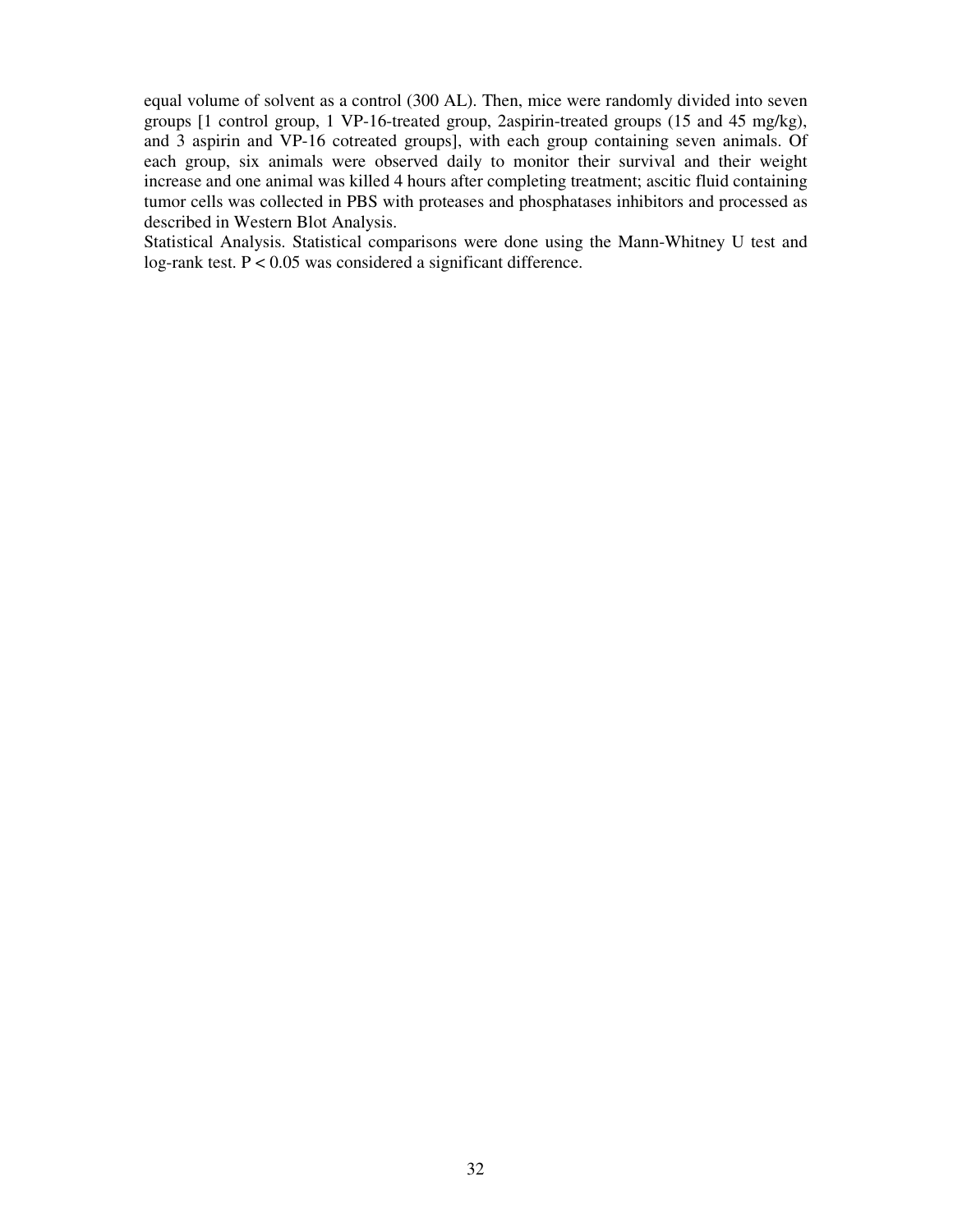equal volume of solvent as a control (300 AL). Then, mice were randomly divided into seven groups [1 control group, 1 VP-16-treated group, 2aspirin-treated groups (15 and 45 mg/kg), and 3 aspirin and VP-16 cotreated groups], with each group containing seven animals. Of each group, six animals were observed daily to monitor their survival and their weight increase and one animal was killed 4 hours after completing treatment; ascitic fluid containing tumor cells was collected in PBS with proteases and phosphatases inhibitors and processed as described in Western Blot Analysis.

Statistical Analysis. Statistical comparisons were done using the Mann-Whitney U test and log-rank test. $P < 0.05$ was considered a significant difference.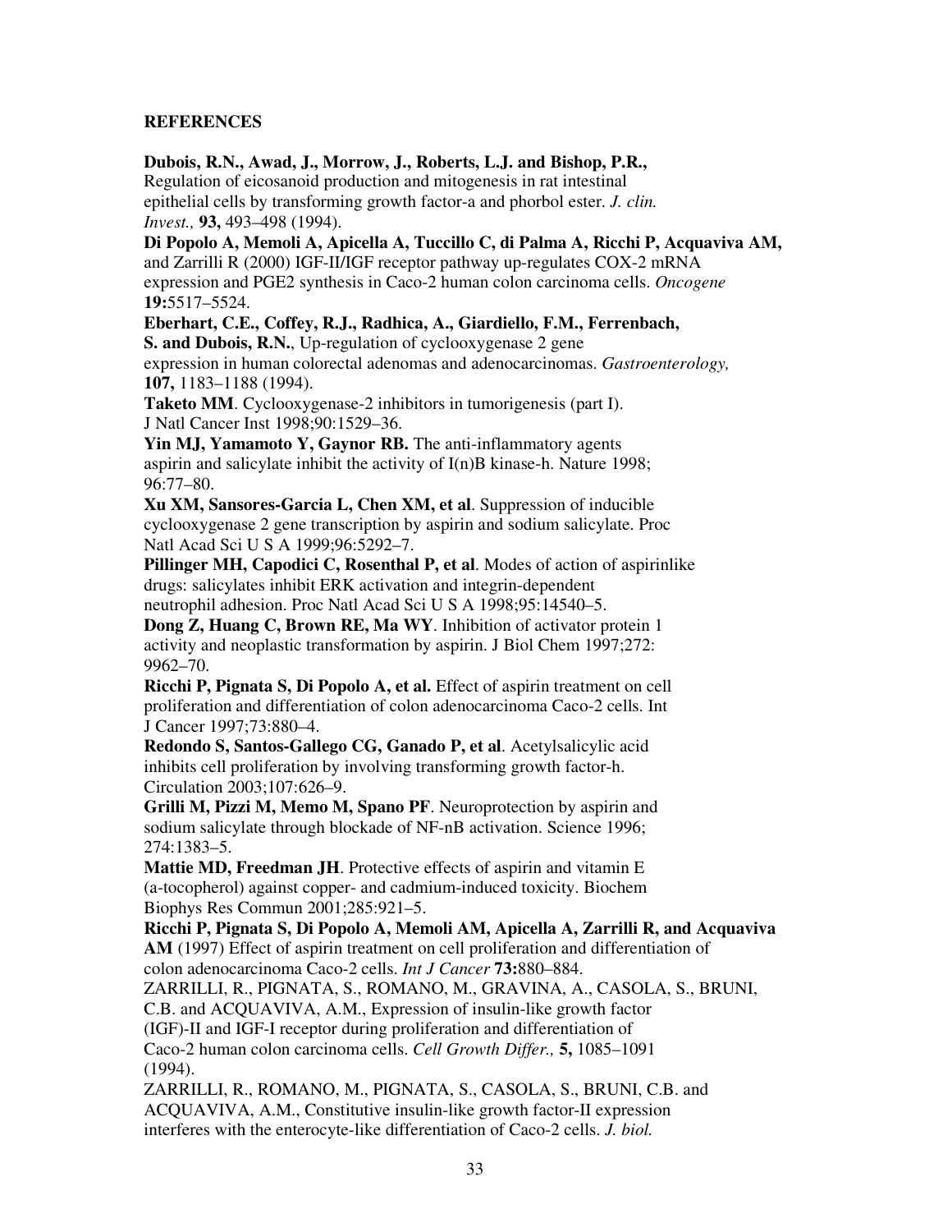**REFERENCES**

**Dubois, R.N., Awad, J., Morrow, J., Roberts, L.J. and Bishop, P.R.,** Regulation of eicosanoid production and mitogenesis in rat intestinal epithelial cells by transforming growth factor-a and phorbol ester. *J. clin. Invest.,* **93,** 493–498 (1994).

**Di Popolo A, Memoli A, Apicella A, Tuccillo C, di Palma A, Ricchi P, Acquaviva AM,** and Zarrilli R (2000) IGF-II/IGF receptor pathway up-regulates COX-2 mRNA expression and PGE2 synthesis in Caco-2 human colon carcinoma cells. *Oncogene* **19:**5517–5524.

**Eberhart, C.E., Coffey, R.J., Radhica, A., Giardiello, F.M., Ferrenbach, S. and Dubois, R.N.**, Up-regulation of cyclooxygenase 2 gene expression in human colorectal adenomas and adenocarcinomas. *Gastroenterology,* **107,** 1183–1188 (1994).

**Taketo MM**. Cyclooxygenase-2 inhibitors in tumorigenesis (part I). J Natl Cancer Inst 1998;90:1529–36.

**Yin MJ, Yamamoto Y, Gaynor RB.** The anti-inflammatory agents aspirin and salicylate inhibit the activity of I(n)B kinase-h. Nature 1998; 96:77–80.

**Xu XM, Sansores-Garcia L, Chen XM, et al**. Suppression of inducible cyclooxygenase 2 gene transcription by aspirin and sodium salicylate. Proc Natl Acad Sci U S A 1999;96:5292–7.

**Pillinger MH, Capodici C, Rosenthal P, et al**. Modes of action of aspirinlike drugs: salicylates inhibit ERK activation and integrin-dependent neutrophil adhesion. Proc Natl Acad Sci U S A 1998;95:14540–5.

**Dong Z, Huang C, Brown RE, Ma WY**. Inhibition of activator protein 1 activity and neoplastic transformation by aspirin. J Biol Chem 1997;272: 9962–70.

**Ricchi P, Pignata S, Di Popolo A, et al.** Effect of aspirin treatment on cell proliferation and differentiation of colon adenocarcinoma Caco-2 cells. Int J Cancer 1997;73:880–4.

**Redondo S, Santos-Gallego CG, Ganado P, et al**. Acetylsalicylic acid inhibits cell proliferation by involving transforming growth factor-h. Circulation 2003;107:626–9.

**Grilli M, Pizzi M, Memo M, Spano PF**. Neuroprotection by aspirin and sodium salicylate through blockade of NF-nB activation. Science 1996; 274:1383–5.

**Mattie MD, Freedman JH**. Protective effects of aspirin and vitamin E (a-tocopherol) against copper- and cadmium-induced toxicity. Biochem Biophys Res Commun 2001;285:921–5.

**Ricchi P, Pignata S, Di Popolo A, Memoli AM, Apicella A, Zarrilli R, and Acquaviva AM** (1997) Effect of aspirin treatment on cell proliferation and differentiation of colon adenocarcinoma Caco-2 cells. *Int J Cancer* **73:**880–884.

ZARRILLI, R., PIGNATA, S., ROMANO, M., GRAVINA, A., CASOLA, S., BRUNI, C.B. and ACQUAVIVA, A.M., Expression of insulin-like growth factor (IGF)-II and IGF-I receptor during proliferation and differentiation of Caco-2 human colon carcinoma cells. *Cell Growth Differ.,* **5,** 1085–1091 (1994).

ZARRILLI, R., ROMANO, M., PIGNATA, S., CASOLA, S., BRUNI, C.B. and ACQUAVIVA, A.M., Constitutive insulin-like growth factor-II expression interferes with the enterocyte-like differentiation of Caco-2 cells. *J. biol.*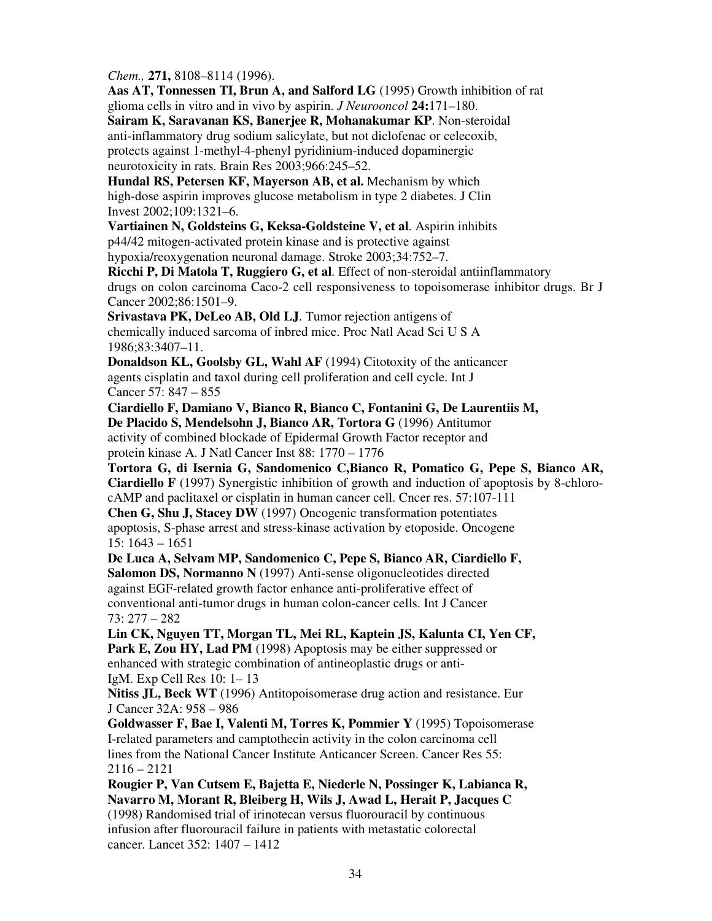*Chem.,* **271,** 8108–8114 (1996).

**Aas AT, Tonnessen TI, Brun A, and Salford LG** (1995) Growth inhibition of rat glioma cells in vitro and in vivo by aspirin. *J Neurooncol* **24:**171–180.

**Sairam K, Saravanan KS, Banerjee R, Mohanakumar KP**. Non-steroidal anti-inflammatory drug sodium salicylate, but not diclofenac or celecoxib, protects against 1-methyl-4-phenyl pyridinium-induced dopaminergic neurotoxicity in rats. Brain Res 2003;966:245–52.

**Hundal RS, Petersen KF, Mayerson AB, et al.** Mechanism by which high-dose aspirin improves glucose metabolism in type 2 diabetes. J Clin Invest 2002;109:1321–6.

**Vartiainen N, Goldsteins G, Keksa-Goldsteine V, et al**. Aspirin inhibits p44/42 mitogen-activated protein kinase and is protective against hypoxia/reoxygenation neuronal damage. Stroke 2003;34:752–7.

**Ricchi P, Di Matola T, Ruggiero G, et al**. Effect of non-steroidal antiinflammatory drugs on colon carcinoma Caco-2 cell responsiveness to topoisomerase inhibitor drugs. Br J Cancer 2002;86:1501–9.

**Srivastava PK, DeLeo AB, Old LJ**. Tumor rejection antigens of chemically induced sarcoma of inbred mice. Proc Natl Acad Sci U S A 1986;83:3407–11.

**Donaldson KL, Goolsby GL, Wahl AF** (1994) Citotoxity of the anticancer agents cisplatin and taxol during cell proliferation and cell cycle. Int J Cancer 57: 847 – 855

**Ciardiello F, Damiano V, Bianco R, Bianco C, Fontanini G, De Laurentiis M, De Placido S, Mendelsohn J, Bianco AR, Tortora G** (1996) Antitumor activity of combined blockade of Epidermal Growth Factor receptor and protein kinase A. J Natl Cancer Inst 88: 1770 – 1776

**Tortora G, di Isernia G, Sandomenico C,Bianco R, Pomatico G, Pepe S, Bianco AR, Ciardiello F** (1997) Synergistic inhibition of growth and induction of apoptosis by 8-chloro-cAMP and paclitaxel or cisplatin in human cancer cell. Cncer res. 57:107-111

**Chen G, Shu J, Stacey DW** (1997) Oncogenic transformation potentiates apoptosis, S-phase arrest and stress-kinase activation by etoposide. Oncogene 15: 1643 – 1651

**De Luca A, Selvam MP, Sandomenico C, Pepe S, Bianco AR, Ciardiello F, Salomon DS, Normanno N** (1997) Anti-sense oligonucleotides directed against EGF-related growth factor enhance anti-proliferative effect of conventional anti-tumor drugs in human colon-cancer cells. Int J Cancer 73: 277 – 282

**Lin CK, Nguyen TT, Morgan TL, Mei RL, Kaptein JS, Kalunta CI, Yen CF, Park E, Zou HY, Lad PM** (1998) Apoptosis may be either suppressed or enhanced with strategic combination of antineoplastic drugs or anti-IgM. Exp Cell Res 10: 1– 13

**Nitiss JL, Beck WT** (1996) Antitopoisomerase drug action and resistance. Eur J Cancer 32A: 958 – 986

**Goldwasser F, Bae I, Valenti M, Torres K, Pommier Y** (1995) Topoisomerase I-related parameters and camptothecin activity in the colon carcinoma cell lines from the National Cancer Institute Anticancer Screen. Cancer Res 55: 2116 – 2121

**Rougier P, Van Cutsem E, Bajetta E, Niederle N, Possinger K, Labianca R, Navarro M, Morant R, Bleiberg H, Wils J, Awad L, Herait P, Jacques C** (1998) Randomised trial of irinotecan versus fluorouracil by continuous infusion after fluorouracil failure in patients with metastatic colorectal cancer. Lancet 352: 1407 – 1412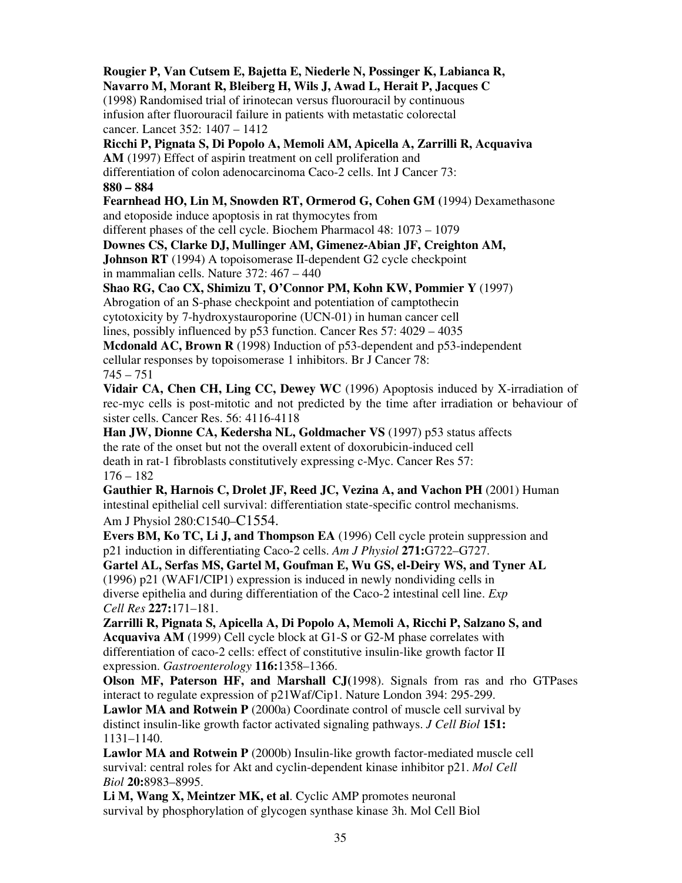**Rougier P, Van Cutsem E, Bajetta E, Niederle N, Possinger K, Labianca R, Navarro M, Morant R, Bleiberg H, Wils J, Awad L, Herait P, Jacques C** (1998) Randomised trial of irinotecan versus fluorouracil by continuous infusion after fluorouracil failure in patients with metastatic colorectal cancer. Lancet 352: 1407 – 1412

**Ricchi P, Pignata S, Di Popolo A, Memoli AM, Apicella A, Zarrilli R, Acquaviva AM** (1997) Effect of aspirin treatment on cell proliferation and differentiation of colon adenocarcinoma Caco-2 cells. Int J Cancer 73: **880 – 884**

**Fearnhead HO, Lin M, Snowden RT, Ormerod G, Cohen GM (**1994) Dexamethasone and etoposide induce apoptosis in rat thymocytes from different phases of the cell cycle. Biochem Pharmacol 48: 1073 – 1079

**Downes CS, Clarke DJ, Mullinger AM, Gimenez-Abian JF, Creighton AM, Johnson RT** (1994) A topoisomerase II-dependent G2 cycle checkpoint in mammalian cells. Nature 372: 467 – 440

**Shao RG, Cao CX, Shimizu T, O'Connor PM, Kohn KW, Pommier Y** (1997) Abrogation of an S-phase checkpoint and potentiation of camptothecin cytotoxicity by 7-hydroxystauroporine (UCN-01) in human cancer cell lines, possibly influenced by p53 function. Cancer Res 57: 4029 – 4035

**Mcdonald AC, Brown R** (1998) Induction of p53-dependent and p53-independent cellular responses by topoisomerase 1 inhibitors. Br J Cancer 78: 745 – 751

**Vidair CA, Chen CH, Ling CC, Dewey WC** (1996) Apoptosis induced by X-irradiation of rec-myc cells is post-mitotic and not predicted by the time after irradiation or behaviour of sister cells. Cancer Res. 56: 4116-4118

**Han JW, Dionne CA, Kedersha NL, Goldmacher VS** (1997) p53 status affects the rate of the onset but not the overall extent of doxorubicin-induced cell death in rat-1 fibroblasts constitutively expressing c-Myc. Cancer Res 57: 176 – 182

**Gauthier R, Harnois C, Drolet JF, Reed JC, Vezina A, and Vachon PH** (2001) Human intestinal epithelial cell survival: differentiation state-specific control mechanisms. Am J Physiol 280:C1540–C1554.

**Evers BM, Ko TC, Li J, and Thompson EA** (1996) Cell cycle protein suppression and p21 induction in differentiating Caco-2 cells. *Am J Physiol* **271:**G722–G727.

**Gartel AL, Serfas MS, Gartel M, Goufman E, Wu GS, el-Deiry WS, and Tyner AL** (1996) p21 (WAF1/CIP1) expression is induced in newly nondividing cells in diverse epithelia and during differentiation of the Caco-2 intestinal cell line. *Exp Cell Res* **227:**171–181.

**Zarrilli R, Pignata S, Apicella A, Di Popolo A, Memoli A, Ricchi P, Salzano S, and Acquaviva AM** (1999) Cell cycle block at G1-S or G2-M phase correlates with differentiation of caco-2 cells: effect of constitutive insulin-like growth factor II expression. *Gastroenterology* **116:**1358–1366.

**Olson MF, Paterson HF, and Marshall CJ(**1998). Signals from ras and rho GTPases interact to regulate expression of p21Waf/Cip1. Nature London 394: 295-299.

**Lawlor MA and Rotwein P** (2000a) Coordinate control of muscle cell survival by distinct insulin-like growth factor activated signaling pathways. *J Cell Biol* **151:** 1131–1140.

**Lawlor MA and Rotwein P** (2000b) Insulin-like growth factor-mediated muscle cell survival: central roles for Akt and cyclin-dependent kinase inhibitor p21. *Mol Cell Biol* **20:**8983–8995.

**Li M, Wang X, Meintzer MK, et al**. Cyclic AMP promotes neuronal survival by phosphorylation of glycogen synthase kinase 3h. Mol Cell Biol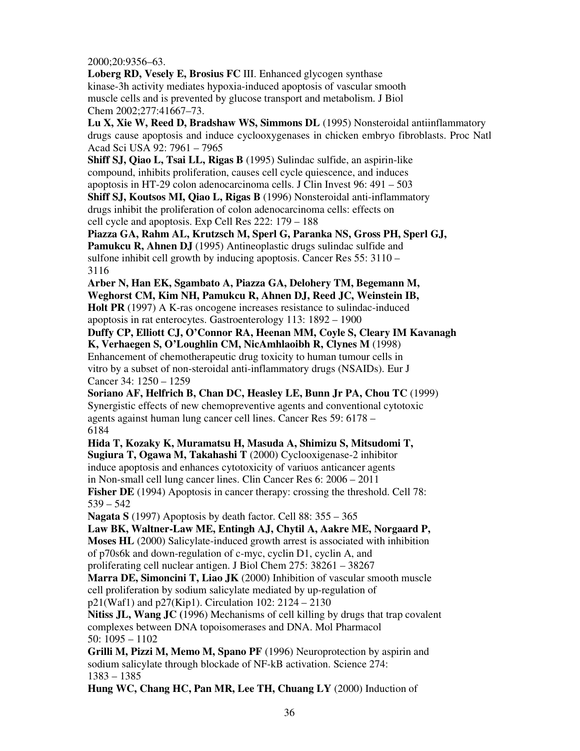2000;20:9356–63.

**Loberg RD, Vesely E, Brosius FC** III. Enhanced glycogen synthase kinase-3h activity mediates hypoxia-induced apoptosis of vascular smooth muscle cells and is prevented by glucose transport and metabolism. J Biol Chem 2002;277:41667–73.

**Lu X, Xie W, Reed D, Bradshaw WS, Simmons DL** (1995) Nonsteroidal antiinflammatory drugs cause apoptosis and induce cyclooxygenases in chicken embryo fibroblasts. Proc Natl Acad Sci USA 92: 7961 – 7965

**Shiff SJ, Qiao L, Tsai LL, Rigas B** (1995) Sulindac sulfide, an aspirin-like compound, inhibits proliferation, causes cell cycle quiescence, and induces apoptosis in HT-29 colon adenocarcinoma cells. J Clin Invest 96: 491 – 503

**Shiff SJ, Koutsos MI, Qiao L, Rigas B** (1996) Nonsteroidal anti-inflammatory drugs inhibit the proliferation of colon adenocarcinoma cells: effects on cell cycle and apoptosis. Exp Cell Res 222: 179 – 188

**Piazza GA, Rahm AL, Krutzsch M, Sperl G, Paranka NS, Gross PH, Sperl GJ, Pamukcu R, Ahnen DJ** (1995) Antineoplastic drugs sulindac sulfide and sulfone inhibit cell growth by inducing apoptosis. Cancer Res 55: 3110 – 3116

**Arber N, Han EK, Sgambato A, Piazza GA, Delohery TM, Begemann M, Weghorst CM, Kim NH, Pamukcu R, Ahnen DJ, Reed JC, Weinstein IB, Holt PR** (1997) A K-ras oncogene increases resistance to sulindac-induced apoptosis in rat enterocytes. Gastroenterology 113: 1892 – 1900

**Duffy CP, Elliott CJ, O'Connor RA, Heenan MM, Coyle S, Cleary IM Kavanagh K, Verhaegen S, O'Loughlin CM, NicAmhlaoibh R, Clynes M** (1998) Enhancement of chemotherapeutic drug toxicity to human tumour cells in vitro by a subset of non-steroidal anti-inflammatory drugs (NSAIDs). Eur J Cancer 34: 1250 – 1259

**Soriano AF, Helfrich B, Chan DC, Heasley LE, Bunn Jr PA, Chou TC** (1999) Synergistic effects of new chemopreventive agents and conventional cytotoxic agents against human lung cancer cell lines. Cancer Res 59: 6178 – 6184

**Hida T, Kozaky K, Muramatsu H, Masuda A, Shimizu S, Mitsudomi T, Sugiura T, Ogawa M, Takahashi T** (2000) Cyclooxigenase-2 inhibitor induce apoptosis and enhances cytotoxicity of variuos anticancer agents in Non-small cell lung cancer lines. Clin Cancer Res 6: 2006 – 2011

**Fisher DE** (1994) Apoptosis in cancer therapy: crossing the threshold. Cell 78: 539 – 542

**Nagata S** (1997) Apoptosis by death factor. Cell 88: 355 – 365

**Law BK, Waltner-Law ME, Entingh AJ, Chytil A, Aakre ME, Norgaard P, Moses HL** (2000) Salicylate-induced growth arrest is associated with inhibition of p70s6k and down-regulation of c-myc, cyclin D1, cyclin A, and proliferating cell nuclear antigen. J Biol Chem 275: 38261 – 38267

**Marra DE, Simoncini T, Liao JK** (2000) Inhibition of vascular smooth muscle cell proliferation by sodium salicylate mediated by up-regulation of p21(Waf1) and p27(Kip1). Circulation 102: 2124 – 2130

**Nitiss JL, Wang JC** (1996) Mechanisms of cell killing by drugs that trap covalent complexes between DNA topoisomerases and DNA. Mol Pharmacol 50: 1095 – 1102

**Grilli M, Pizzi M, Memo M, Spano PF** (1996) Neuroprotection by aspirin and sodium salicylate through blockade of NF-kB activation. Science 274: 1383 – 1385

**Hung WC, Chang HC, Pan MR, Lee TH, Chuang LY** (2000) Induction of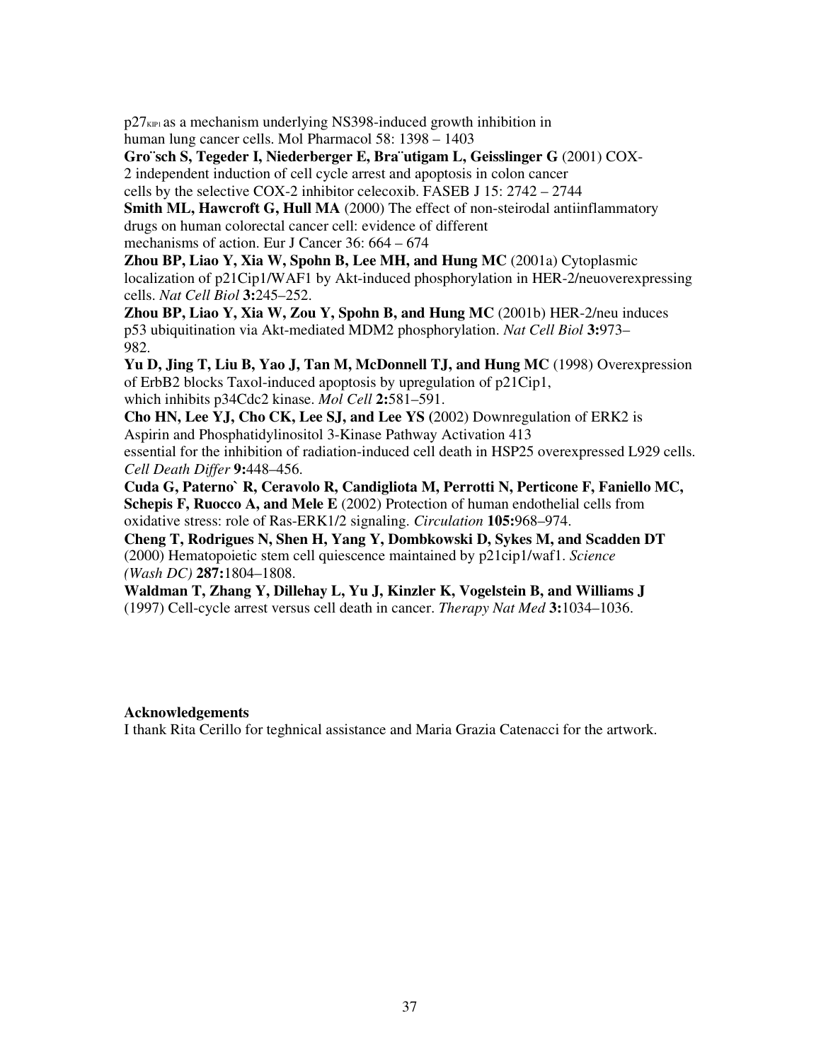p27$_{KIP1}$ as a mechanism underlying NS398-induced growth inhibition in human lung cancer cells. Mol Pharmacol 58: 1398 – 1403

**Gro¨sch S, Tegeder I, Niederberger E, Bra¨utigam L, Geisslinger G** (2001) COX-2 independent induction of cell cycle arrest and apoptosis in colon cancer cells by the selective COX-2 inhibitor celecoxib. FASEB J 15: 2742 – 2744

**Smith ML, Hawcroft G, Hull MA** (2000) The effect of non-steirodal antiinflammatory drugs on human colorectal cancer cell: evidence of different mechanisms of action. Eur J Cancer 36: 664 – 674

**Zhou BP, Liao Y, Xia W, Spohn B, Lee MH, and Hung MC** (2001a) Cytoplasmic localization of p21Cip1/WAF1 by Akt-induced phosphorylation in HER-2/neuoverexpressing cells. *Nat Cell Biol* **3:**245–252.

**Zhou BP, Liao Y, Xia W, Zou Y, Spohn B, and Hung MC** (2001b) HER-2/neu induces p53 ubiquitination via Akt-mediated MDM2 phosphorylation. *Nat Cell Biol* **3:**973–982.

**Yu D, Jing T, Liu B, Yao J, Tan M, McDonnell TJ, and Hung MC** (1998) Overexpression of ErbB2 blocks Taxol-induced apoptosis by upregulation of p21Cip1, which inhibits p34Cdc2 kinase. *Mol Cell* **2:**581–591.

**Cho HN, Lee YJ, Cho CK, Lee SJ, and Lee YS (**2002) Downregulation of ERK2 is Aspirin and Phosphatidylinositol 3-Kinase Pathway Activation 413 essential for the inhibition of radiation-induced cell death in HSP25 overexpressed L929 cells. *Cell Death Differ* **9:**448–456.

**Cuda G, Paterno` R, Ceravolo R, Candigliota M, Perrotti N, Perticone F, Faniello MC, Schepis F, Ruocco A, and Mele E** (2002) Protection of human endothelial cells from oxidative stress: role of Ras-ERK1/2 signaling. *Circulation* **105:**968–974.

**Cheng T, Rodrigues N, Shen H, Yang Y, Dombkowski D, Sykes M, and Scadden DT** (2000) Hematopoietic stem cell quiescence maintained by p21cip1/waf1. *Science (Wash DC)* **287:**1804–1808.

**Waldman T, Zhang Y, Dillehay L, Yu J, Kinzler K, Vogelstein B, and Williams J** (1997) Cell-cycle arrest versus cell death in cancer. *Therapy Nat Med* **3:**1034–1036.

**Acknowledgements**

I thank Rita Cerillo for teghnical assistance and Maria Grazia Catenacci for the artwork.